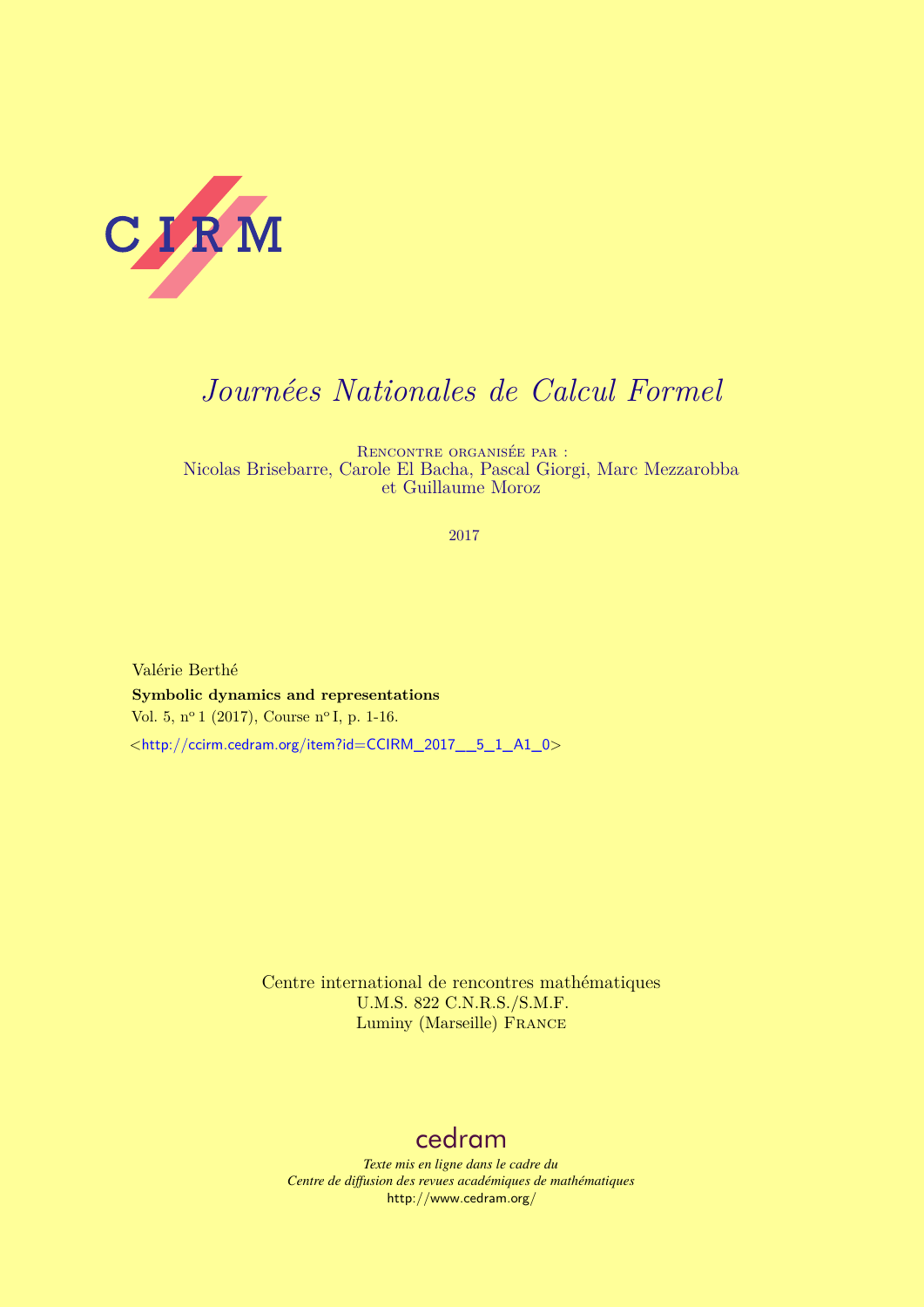CIRM

# *Journées Nationales de Calcul Formel*

Rencontre organisée par :
Nicolas Brisebarre, Carole El Bacha, Pascal Giorgi, Marc Mezzarobba
et Guillaume Moroz

2017

Valérie Berthé

**Symbolic dynamics and representations**

Vol. 5, n° 1 (2017), Course n° I, p. 1-16.

<http://ccirm.cedram.org/item?id=CCIRM_2017__5_1_A1_0>

Centre international de rencontres mathématiques
U.M.S. 822 C.N.R.S./S.M.F.
Luminy (Marseille) France

cedram

*Texte mis en ligne dans le cadre du*
*Centre de diffusion des revues académiques de mathématiques*
http://www.cedram.org/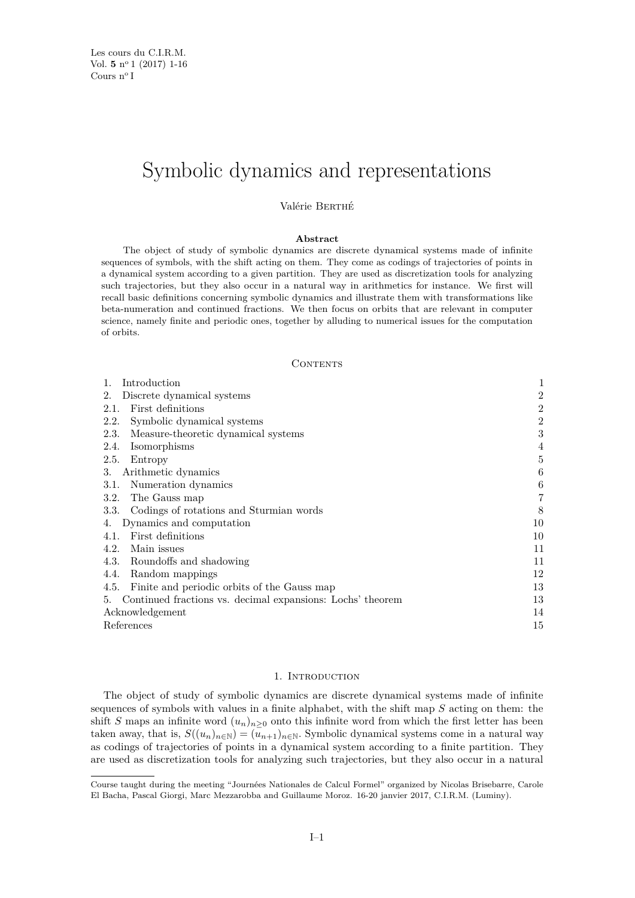# Symbolic dynamics and representations

Valérie Berthé

**Abstract**

The object of study of symbolic dynamics are discrete dynamical systems made of infinite sequences of symbols, with the shift acting on them. They come as codings of trajectories of points in a dynamical system according to a given partition. They are used as discretization tools for analyzing such trajectories, but they also occur in a natural way in arithmetics for instance. We first will recall basic definitions concerning symbolic dynamics and illustrate them with transformations like beta-numeration and continued fractions. We then focus on orbits that are relevant in computer science, namely finite and periodic ones, together by alluding to numerical issues for the computation of orbits.

Contents

| | |
|---|---|
| 1. Introduction | 1 |
| 2. Discrete dynamical systems | 2 |
| 2.1. First definitions | 2 |
| 2.2. Symbolic dynamical systems | 2 |
| 2.3. Measure-theoretic dynamical systems | 3 |
| 2.4. Isomorphisms | 4 |
| 2.5. Entropy | 5 |
| 3. Arithmetic dynamics | 6 |
| 3.1. Numeration dynamics | 6 |
| 3.2. The Gauss map | 7 |
| 3.3. Codings of rotations and Sturmian words | 8 |
| 4. Dynamics and computation | 10 |
| 4.1. First definitions | 10 |
| 4.2. Main issues | 11 |
| 4.3. Roundoffs and shadowing | 11 |
| 4.4. Random mappings | 12 |
| 4.5. Finite and periodic orbits of the Gauss map | 13 |
| 5. Continued fractions vs. decimal expansions: Lochs' theorem | 13 |
| Acknowledgement | 14 |
| References | 15 |

## 1. Introduction

The object of study of symbolic dynamics are discrete dynamical systems made of infinite sequences of symbols with values in a finite alphabet, with the shift map $S$ acting on them: the shift $S$ maps an infinite word $(u_n)_{n\geq 0}$ onto this infinite word from which the first letter has been taken away, that is, $S((u_n)_{n\in\mathbb{N}}) = (u_{n+1})_{n\in\mathbb{N}}$. Symbolic dynamical systems come in a natural way as codings of trajectories of points in a dynamical system according to a finite partition. They are used as discretization tools for analyzing such trajectories, but they also occur in a natural

Course taught during the meeting "Journées Nationales de Calcul Formel" organized by Nicolas Brisebarre, Carole El Bacha, Pascal Giorgi, Marc Mezzarobba and Guillaume Moroz. 16-20 janvier 2017, C.I.R.M. (Luminy).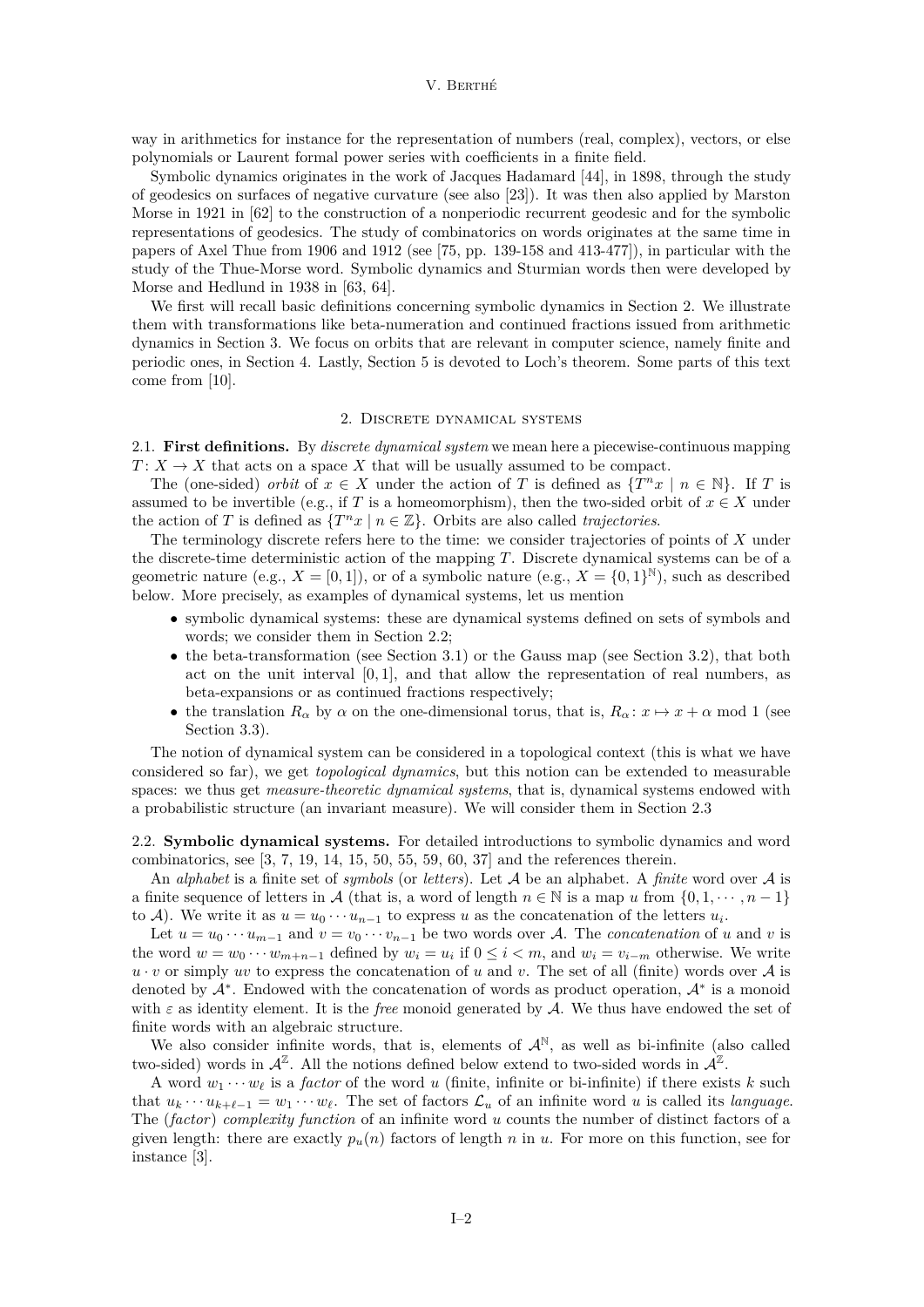way in arithmetics for instance for the representation of numbers (real, complex), vectors, or else polynomials or Laurent formal power series with coefficients in a finite field.

Symbolic dynamics originates in the work of Jacques Hadamard [44], in 1898, through the study of geodesics on surfaces of negative curvature (see also [23]). It was then also applied by Marston Morse in 1921 in [62] to the construction of a nonperiodic recurrent geodesic and for the symbolic representations of geodesics. The study of combinatorics on words originates at the same time in papers of Axel Thue from 1906 and 1912 (see [75, pp. 139-158 and 413-477]), in particular with the study of the Thue-Morse word. Symbolic dynamics and Sturmian words then were developed by Morse and Hedlund in 1938 in [63, 64].

We first will recall basic definitions concerning symbolic dynamics in Section 2. We illustrate them with transformations like beta-numeration and continued fractions issued from arithmetic dynamics in Section 3. We focus on orbits that are relevant in computer science, namely finite and periodic ones, in Section 4. Lastly, Section 5 is devoted to Loch's theorem. Some parts of this text come from [10].

## 2. Discrete dynamical systems

**2.1. First definitions.** By *discrete dynamical system* we mean here a piecewise-continuous mapping $T\colon X \to X$ that acts on a space $X$ that will be usually assumed to be compact.

The (one-sided) *orbit* of $x \in X$ under the action of $T$ is defined as $\{T^n x \mid n \in \mathbb{N}\}$. If $T$ is assumed to be invertible (e.g., if $T$ is a homeomorphism), then the two-sided orbit of $x \in X$ under the action of $T$ is defined as $\{T^n x \mid n \in \mathbb{Z}\}$. Orbits are also called *trajectories*.

The terminology discrete refers here to the time: we consider trajectories of points of $X$ under the discrete-time deterministic action of the mapping $T$. Discrete dynamical systems can be of a geometric nature (e.g., $X = [0,1]$), or of a symbolic nature (e.g., $X = \{0,1\}^{\mathbb{N}}$), such as described below. More precisely, as examples of dynamical systems, let us mention

- symbolic dynamical systems: these are dynamical systems defined on sets of symbols and words; we consider them in Section 2.2;
- the beta-transformation (see Section 3.1) or the Gauss map (see Section 3.2), that both act on the unit interval $[0,1]$, and that allow the representation of real numbers, as beta-expansions or as continued fractions respectively;
- the translation $R_\alpha$ by $\alpha$ on the one-dimensional torus, that is, $R_\alpha\colon x \mapsto x + \alpha \bmod 1$ (see Section 3.3).

The notion of dynamical system can be considered in a topological context (this is what we have considered so far), we get *topological dynamics*, but this notion can be extended to measurable spaces: we thus get *measure-theoretic dynamical systems*, that is, dynamical systems endowed with a probabilistic structure (an invariant measure). We will consider them in Section 2.3

**2.2. Symbolic dynamical systems.** For detailed introductions to symbolic dynamics and word combinatorics, see [3, 7, 19, 14, 15, 50, 55, 59, 60, 37] and the references therein.

An *alphabet* is a finite set of *symbols* (or *letters*). Let $\mathcal{A}$ be an alphabet. A *finite* word over $\mathcal{A}$ is a finite sequence of letters in $\mathcal{A}$ (that is, a word of length $n \in \mathbb{N}$ is a map $u$ from $\{0, 1, \cdots, n-1\}$ to $\mathcal{A}$). We write it as $u = u_0 \cdots u_{n-1}$ to express $u$ as the concatenation of the letters $u_i$.

Let $u = u_0 \cdots u_{m-1}$ and $v = v_0 \cdots v_{n-1}$ be two words over $\mathcal{A}$. The *concatenation* of $u$ and $v$ is the word $w = w_0 \cdots w_{m+n-1}$ defined by $w_i = u_i$ if $0 \leq i < m$, and $w_i = v_{i-m}$ otherwise. We write $u \cdot v$ or simply $uv$ to express the concatenation of $u$ and $v$. The set of all (finite) words over $\mathcal{A}$ is denoted by $\mathcal{A}^*$. Endowed with the concatenation of words as product operation, $\mathcal{A}^*$ is a monoid with $\varepsilon$ as identity element. It is the *free* monoid generated by $\mathcal{A}$. We thus have endowed the set of finite words with an algebraic structure.

We also consider infinite words, that is, elements of $\mathcal{A}^{\mathbb{N}}$, as well as bi-infinite (also called two-sided) words in $\mathcal{A}^{\mathbb{Z}}$. All the notions defined below extend to two-sided words in $\mathcal{A}^{\mathbb{Z}}$.

A word $w_1 \cdots w_\ell$ is a *factor* of the word $u$ (finite, infinite or bi-infinite) if there exists $k$ such that $u_k \cdots u_{k+\ell-1} = w_1 \cdots w_\ell$. The set of factors $\mathcal{L}_u$ of an infinite word $u$ is called its *language*. The (*factor*) *complexity function* of an infinite word $u$ counts the number of distinct factors of a given length: there are exactly $p_u(n)$ factors of length $n$ in $u$. For more on this function, see for instance [3].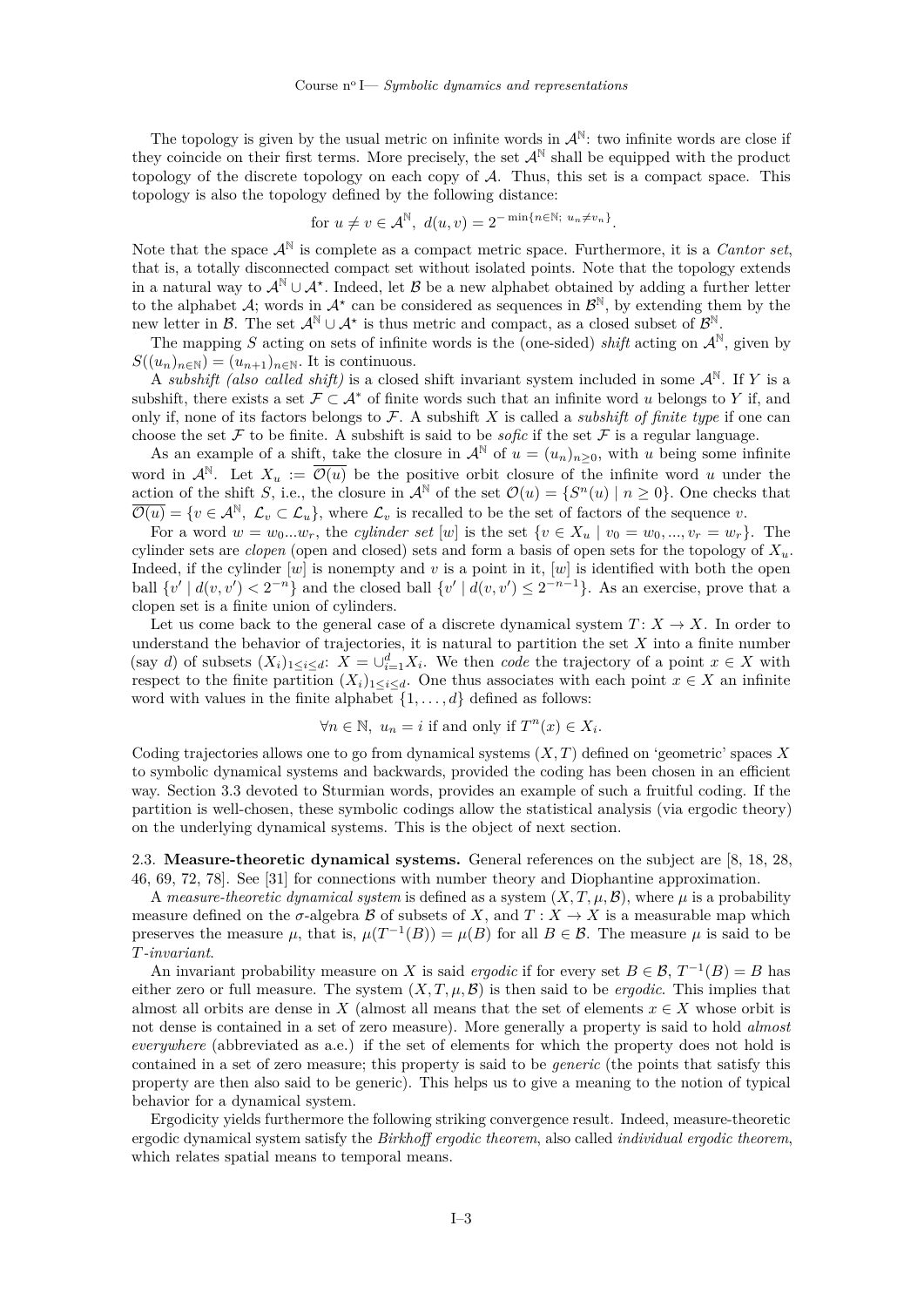The topology is given by the usual metric on infinite words in $\mathcal{A}^{\mathbb{N}}$: two infinite words are close if they coincide on their first terms. More precisely, the set $\mathcal{A}^{\mathbb{N}}$ shall be equipped with the product topology of the discrete topology on each copy of $\mathcal{A}$. Thus, this set is a compact space. This topology is also the topology defined by the following distance:

$$\text{for } u \neq v \in \mathcal{A}^{\mathbb{N}},\ d(u,v) = 2^{-\min\{n \in \mathbb{N};\ u_n \neq v_n\}}.$$

Note that the space $\mathcal{A}^{\mathbb{N}}$ is complete as a compact metric space. Furthermore, it is a *Cantor set*, that is, a totally disconnected compact set without isolated points. Note that the topology extends in a natural way to $\mathcal{A}^{\mathbb{N}} \cup \mathcal{A}^{\star}$. Indeed, let $\mathcal{B}$ be a new alphabet obtained by adding a further letter to the alphabet $\mathcal{A}$; words in $\mathcal{A}^{\star}$ can be considered as sequences in $\mathcal{B}^{\mathbb{N}}$, by extending them by the new letter in $\mathcal{B}$. The set $\mathcal{A}^{\mathbb{N}} \cup \mathcal{A}^{\star}$ is thus metric and compact, as a closed subset of $\mathcal{B}^{\mathbb{N}}$.

The mapping $S$ acting on sets of infinite words is the (one-sided) *shift* acting on $\mathcal{A}^{\mathbb{N}}$, given by $S((u_n)_{n\in\mathbb{N}}) = (u_{n+1})_{n\in\mathbb{N}}$. It is continuous.

A *subshift (also called shift)* is a closed shift invariant system included in some $\mathcal{A}^{\mathbb{N}}$. If $Y$ is a subshift, there exists a set $\mathcal{F} \subset \mathcal{A}^*$ of finite words such that an infinite word $u$ belongs to $Y$ if, and only if, none of its factors belongs to $\mathcal{F}$. A subshift $X$ is called a *subshift of finite type* if one can choose the set $\mathcal{F}$ to be finite. A subshift is said to be *sofic* if the set $\mathcal{F}$ is a regular language.

As an example of a shift, take the closure in $\mathcal{A}^{\mathbb{N}}$ of $u = (u_n)_{n\geq 0}$, with $u$ being some infinite word in $\mathcal{A}^{\mathbb{N}}$. Let $X_u := \overline{\mathcal{O}(u)}$ be the positive orbit closure of the infinite word $u$ under the action of the shift $S$, i.e., the closure in $\mathcal{A}^{\mathbb{N}}$ of the set $\mathcal{O}(u) = \{S^n(u) \mid n \geq 0\}$. One checks that $\overline{\mathcal{O}(u)} = \{v \in \mathcal{A}^{\mathbb{N}},\ \mathcal{L}_v \subset \mathcal{L}_u\}$, where $\mathcal{L}_v$ is recalled to be the set of factors of the sequence $v$.

For a word $w = w_0...w_r$, the *cylinder set* $[w]$ is the set $\{v \in X_u \mid v_0 = w_0, ..., v_r = w_r\}$. The cylinder sets are *clopen* (open and closed) sets and form a basis of open sets for the topology of $X_u$. Indeed, if the cylinder $[w]$ is nonempty and $v$ is a point in it, $[w]$ is identified with both the open ball $\{v' \mid d(v,v') < 2^{-n}\}$ and the closed ball $\{v' \mid d(v,v') \leq 2^{-n-1}\}$. As an exercise, prove that a clopen set is a finite union of cylinders.

Let us come back to the general case of a discrete dynamical system $T\colon X \to X$. In order to understand the behavior of trajectories, it is natural to partition the set $X$ into a finite number (say $d$) of subsets $(X_i)_{1\leq i\leq d}$: $X = \cup_{i=1}^{d} X_i$. We then *code* the trajectory of a point $x \in X$ with respect to the finite partition $(X_i)_{1\leq i\leq d}$. One thus associates with each point $x \in X$ an infinite word with values in the finite alphabet $\{1, \ldots, d\}$ defined as follows:

$$\forall n \in \mathbb{N},\ u_n = i \text{ if and only if } T^n(x) \in X_i.$$

Coding trajectories allows one to go from dynamical systems $(X, T)$ defined on 'geometric' spaces $X$ to symbolic dynamical systems and backwards, provided the coding has been chosen in an efficient way. Section 3.3 devoted to Sturmian words, provides an example of such a fruitful coding. If the partition is well-chosen, these symbolic codings allow the statistical analysis (via ergodic theory) on the underlying dynamical systems. This is the object of next section.

2.3. **Measure-theoretic dynamical systems.** General references on the subject are [8, 18, 28, 46, 69, 72, 78]. See [31] for connections with number theory and Diophantine approximation.

A *measure-theoretic dynamical system* is defined as a system $(X, T, \mu, \mathcal{B})$, where $\mu$ is a probability measure defined on the $\sigma$-algebra $\mathcal{B}$ of subsets of $X$, and $T : X \to X$ is a measurable map which preserves the measure $\mu$, that is, $\mu(T^{-1}(B)) = \mu(B)$ for all $B \in \mathcal{B}$. The measure $\mu$ is said to be *$T$-invariant*.

An invariant probability measure on $X$ is said *ergodic* if for every set $B \in \mathcal{B}$, $T^{-1}(B) = B$ has either zero or full measure. The system $(X, T, \mu, \mathcal{B})$ is then said to be *ergodic*. This implies that almost all orbits are dense in $X$ (almost all means that the set of elements $x \in X$ whose orbit is not dense is contained in a set of zero measure); More generally a property is said to hold *almost everywhere* (abbreviated as a.e.) if the set of elements for which the property does not hold is contained in a set of zero measure; this property is said to be *generic* (the points that satisfy this property are then also said to be generic). This helps us to give a meaning to the notion of typical behavior for a dynamical system.

Ergodicity yields furthermore the following striking convergence result. Indeed, measure-theoretic ergodic dynamical system satisfy the *Birkhoff ergodic theorem*, also called *individual ergodic theorem*, which relates spatial means to temporal means.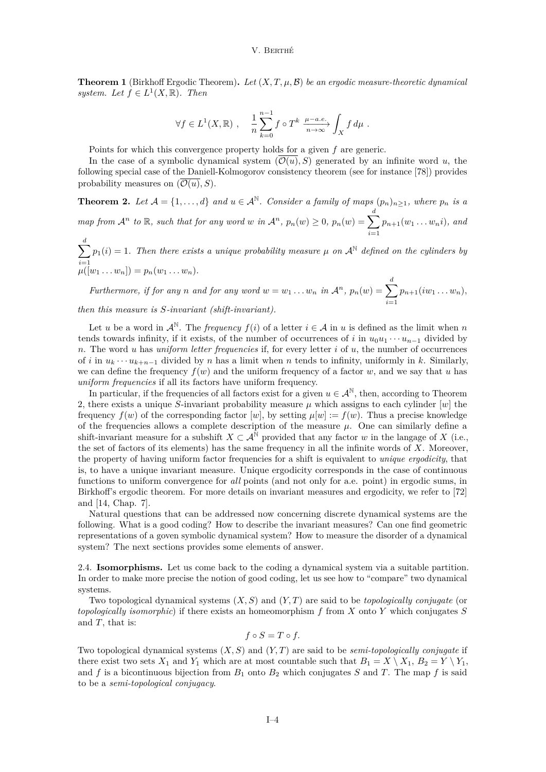**Theorem 1** (Birkhoff Ergodic Theorem)**.** *Let $(X, T, \mu, \mathcal{B})$ be an ergodic measure-theoretic dynamical system. Let $f \in L^1(X, \mathbb{R})$. Then*

$$\forall f \in L^1(X, \mathbb{R}) \ , \quad \frac{1}{n} \sum_{k=0}^{n-1} f \circ T^k \xrightarrow[n \to \infty]{\mu-a.e.} \int_X f \, d\mu \ .$$

Points for which this convergence property holds for a given $f$ are generic.

In the case of a symbolic dynamical system $(\overline{\mathcal{O}(u)}, S)$ generated by an infinite word $u$, the following special case of the Daniell-Kolmogorov consistency theorem (see for instance [78]) provides probability measures on $(\overline{\mathcal{O}(u)}, S)$.

**Theorem 2.** *Let $\mathcal{A} = \{1, \ldots, d\}$ and $u \in \mathcal{A}^{\mathbb{N}}$. Consider a family of maps $(p_n)_{n \geq 1}$, where $p_n$ is a map from $\mathcal{A}^n$ to $\mathbb{R}$, such that for any word $w$ in $\mathcal{A}^n$, $p_n(w) \geq 0$, $p_n(w) = \sum_{i=1}^{d} p_{n+1}(w_1 \ldots w_n i)$, and $\sum_{i=1}^{d} p_1(i) = 1$. Then there exists a unique probability measure $\mu$ on $\mathcal{A}^{\mathbb{N}}$ defined on the cylinders by $\mu([w_1 \ldots w_n]) = p_n(w_1 \ldots w_n)$.*

*Furthermore, if for any $n$ and for any word $w = w_1 \ldots w_n$ in $\mathcal{A}^n$, $p_n(w) = \sum_{i=1}^{d} p_{n+1}(iw_1 \ldots w_n)$, then this measure is $S$-invariant (shift-invariant).*

Let $u$ be a word in $\mathcal{A}^{\mathbb{N}}$. The *frequency* $f(i)$ of a letter $i \in \mathcal{A}$ in $u$ is defined as the limit when $n$ tends towards infinity, if it exists, of the number of occurrences of $i$ in $u_0 u_1 \cdots u_{n-1}$ divided by $n$. The word $u$ has *uniform letter frequencies* if, for every letter $i$ of $u$, the number of occurrences of $i$ in $u_k \cdots u_{k+n-1}$ divided by $n$ has a limit when $n$ tends to infinity, uniformly in $k$. Similarly, we can define the frequency $f(w)$ and the uniform frequency of a factor $w$, and we say that $u$ has *uniform frequencies* if all its factors have uniform frequency.

In particular, if the frequencies of all factors exist for a given $u \in \mathcal{A}^{\mathbb{N}}$, then, according to Theorem 2, there exists a unique $S$-invariant probability measure $\mu$ which assigns to each cylinder $[w]$ the frequency $f(w)$ of the corresponding factor $[w]$, by setting $\mu[w] := f(w)$. Thus a precise knowledge of the frequencies allows a complete description of the measure $\mu$. One can similarly define a shift-invariant measure for a subshift $X \subset \mathcal{A}^{\mathbb{N}}$ provided that any factor $w$ in the langage of $X$ (i.e., the set of factors of its elements) has the same frequency in all the infinite words of $X$. Moreover, the property of having uniform factor frequencies for a shift is equivalent to *unique ergodicity*, that is, to have a unique invariant measure. Unique ergodicity corresponds in the case of continuous functions to uniform convergence for *all* points (and not only for a.e. point) in ergodic sums, in Birkhoff's ergodic theorem. For more details on invariant measures and ergodicity, we refer to [72] and [14, Chap. 7].

Natural questions that can be addressed now concerning discrete dynamical systems are the following. What is a good coding? How to describe the invariant measures? Can one find geometric representations of a goven symbolic dynamical system? How to measure the disorder of a dynamical system? The next sections provides some elements of answer.

2.4. **Isomorphisms.** Let us come back to the coding a dynamical system via a suitable partition. In order to make more precise the notion of good coding, let us see how to "compare" two dynamical systems.

Two topological dynamical systems $(X, S)$ and $(Y, T)$ are said to be *topologically conjugate* (or *topologically isomorphic*) if there exists an homeomorphism $f$ from $X$ onto $Y$ which conjugates $S$ and $T$, that is:

$$f \circ S = T \circ f.$$

Two topological dynamical systems $(X, S)$ and $(Y, T)$ are said to be *semi-topologically conjugate* if there exist two sets $X_1$ and $Y_1$ which are at most countable such that $B_1 = X \setminus X_1$, $B_2 = Y \setminus Y_1$, and $f$ is a bicontinuous bijection from $B_1$ onto $B_2$ which conjugates $S$ and $T$. The map $f$ is said to be a *semi-topological conjugacy*.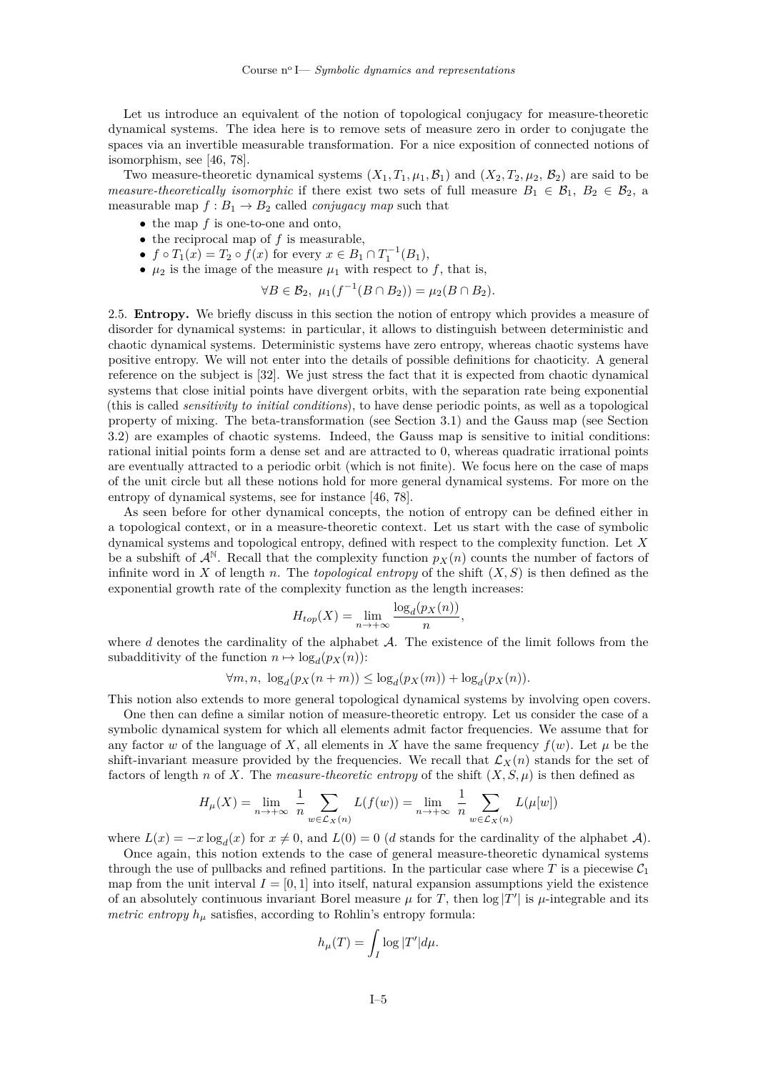Let us introduce an equivalent of the notion of topological conjugacy for measure-theoretic dynamical systems. The idea here is to remove sets of measure zero in order to conjugate the spaces via an invertible measurable transformation. For a nice exposition of connected notions of isomorphism, see [46, 78].

Two measure-theoretic dynamical systems $(X_1, T_1, \mu_1, \mathcal{B}_1)$ and $(X_2, T_2, \mu_2, \mathcal{B}_2)$ are said to be *measure-theoretically isomorphic* if there exist two sets of full measure $B_1 \in \mathcal{B}_1$, $B_2 \in \mathcal{B}_2$, a measurable map $f : B_1 \to B_2$ called *conjugacy map* such that

- the map $f$ is one-to-one and onto,
- the reciprocal map of $f$ is measurable,
- $f \circ T_1(x) = T_2 \circ f(x)$ for every $x \in B_1 \cap T_1^{-1}(B_1)$,
- $\mu_2$ is the image of the measure $\mu_1$ with respect to $f$, that is,

$$\forall B \in \mathcal{B}_2,\ \mu_1(f^{-1}(B \cap B_2)) = \mu_2(B \cap B_2).$$

2.5. **Entropy.** We briefly discuss in this section the notion of entropy which provides a measure of disorder for dynamical systems: in particular, it allows to distinguish between deterministic and chaotic dynamical systems. Deterministic systems have zero entropy, whereas chaotic systems have positive entropy. We will not enter into the details of possible definitions for chaoticity. A general reference on the subject is [32]. We just stress the fact that it is expected from chaotic dynamical systems that close initial points have divergent orbits, with the separation rate being exponential (this is called *sensitivity to initial conditions*), to have dense periodic points, as well as a topological property of mixing. The beta-transformation (see Section 3.1) and the Gauss map (see Section 3.2) are examples of chaotic systems. Indeed, the Gauss map is sensitive to initial conditions: rational initial points form a dense set and are attracted to 0, whereas quadratic irrational points are eventually attracted to a periodic orbit (which is not finite). We focus here on the case of maps of the unit circle but all these notions hold for more general dynamical systems. For more on the entropy of dynamical systems, see for instance [46, 78].

As seen before for other dynamical concepts, the notion of entropy can be defined either in a topological context, or in a measure-theoretic context. Let us start with the case of symbolic dynamical systems and topological entropy, defined with respect to the complexity function. Let $X$ be a subshift of $\mathcal{A}^{\mathbb{N}}$. Recall that the complexity function $p_X(n)$ counts the number of factors of infinite word in $X$ of length $n$. The *topological entropy* of the shift $(X, S)$ is then defined as the exponential growth rate of the complexity function as the length increases:

$$H_{top}(X) = \lim_{n \to +\infty} \frac{\log_d(p_X(n))}{n},$$

where $d$ denotes the cardinality of the alphabet $\mathcal{A}$. The existence of the limit follows from the subadditivity of the function $n \mapsto \log_d(p_X(n))$:

$$\forall m, n,\ \log_d(p_X(n+m)) \le \log_d(p_X(m)) + \log_d(p_X(n)).$$

This notion also extends to more general topological dynamical systems by involving open covers.

One then can define a similar notion of measure-theoretic entropy. Let us consider the case of a symbolic dynamical system for which all elements admit factor frequencies. We assume that for any factor $w$ of the language of $X$, all elements in $X$ have the same frequency $f(w)$. Let $\mu$ be the shift-invariant measure provided by the frequencies. We recall that $\mathcal{L}_X(n)$ stands for the set of factors of length $n$ of $X$. The *measure-theoretic entropy* of the shift $(X, S, \mu)$ is then defined as

$$H_\mu(X) = \lim_{n \to +\infty} \frac{1}{n} \sum_{w \in \mathcal{L}_X(n)} L(f(w)) = \lim_{n \to +\infty} \frac{1}{n} \sum_{w \in \mathcal{L}_X(n)} L(\mu[w])$$

where $L(x) = -x \log_d(x)$ for $x \neq 0$, and $L(0) = 0$ ($d$ stands for the cardinality of the alphabet $\mathcal{A}$).

Once again, this notion extends to the case of general measure-theoretic dynamical systems through the use of pullbacks and refined partitions. In the particular case where $T$ is a piecewise $\mathcal{C}_1$ map from the unit interval $I = [0, 1]$ into itself, natural expansion assumptions yield the existence of an absolutely continuous invariant Borel measure $\mu$ for $T$, then $\log |T'|$ is $\mu$-integrable and its *metric entropy* $h_\mu$ satisfies, according to Rohlin's entropy formula:

$$h_\mu(T) = \int_I \log |T'| d\mu.$$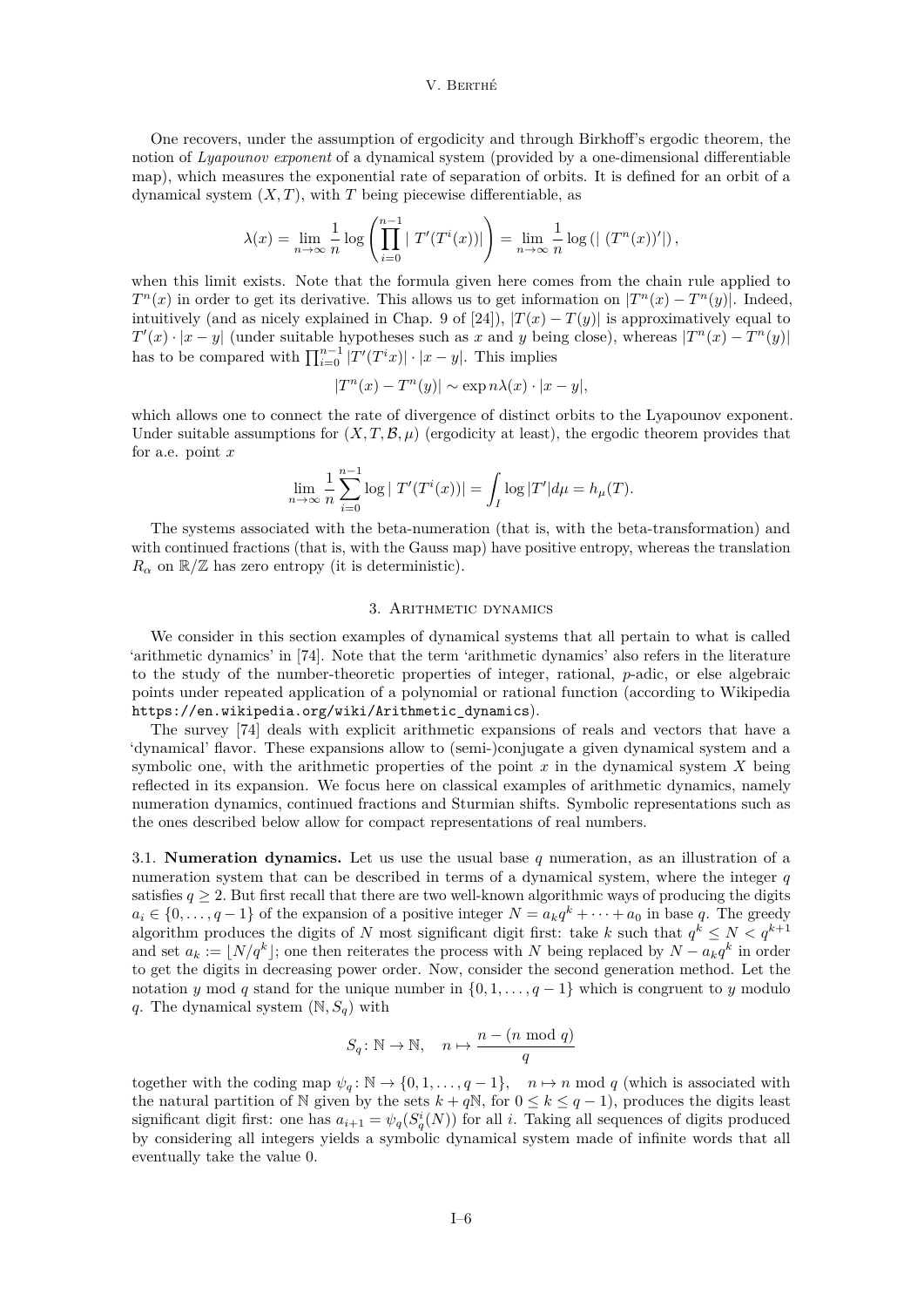One recovers, under the assumption of ergodicity and through Birkhoff's ergodic theorem, the notion of *Lyapounov exponent* of a dynamical system (provided by a one-dimensional differentiable map), which measures the exponential rate of separation of orbits. It is defined for an orbit of a dynamical system $(X, T)$, with $T$ being piecewise differentiable, as

$$\lambda(x) = \lim_{n\to\infty} \frac{1}{n} \log \left( \prod_{i=0}^{n-1} |\ T'(T^i(x))| \right) = \lim_{n\to\infty} \frac{1}{n} \log \left( |\ (T^n(x))'| \right),$$

when this limit exists. Note that the formula given here comes from the chain rule applied to $T^n(x)$ in order to get its derivative. This allows us to get information on $|T^n(x) - T^n(y)|$. Indeed, intuitively (and as nicely explained in Chap. 9 of [24]), $|T(x) - T(y)|$ is approximatively equal to $T'(x) \cdot |x - y|$ (under suitable hypotheses such as $x$ and $y$ being close), whereas $|T^n(x) - T^n(y)|$ has to be compared with $\prod_{i=0}^{n-1} |T'(T^i x)| \cdot |x - y|$. This implies

$$|T^n(x) - T^n(y)| \sim \exp n\lambda(x) \cdot |x - y|,$$

which allows one to connect the rate of divergence of distinct orbits to the Lyapounov exponent. Under suitable assumptions for $(X, T, \mathcal{B}, \mu)$ (ergodicity at least), the ergodic theorem provides that for a.e. point $x$

$$\lim_{n\to\infty} \frac{1}{n} \sum_{i=0}^{n-1} \log |\ T'(T^i(x))| = \int_I \log |T'| d\mu = h_\mu(T).$$

The systems associated with the beta-numeration (that is, with the beta-transformation) and with continued fractions (that is, with the Gauss map) have positive entropy, whereas the translation $R_\alpha$ on $\mathbb{R}/\mathbb{Z}$ has zero entropy (it is deterministic).

## 3. Arithmetic dynamics

We consider in this section examples of dynamical systems that all pertain to what is called 'arithmetic dynamics' in [74]. Note that the term 'arithmetic dynamics' also refers in the literature to the study of the number-theoretic properties of integer, rational, $p$-adic, or else algebraic points under repeated application of a polynomial or rational function (according to Wikipedia `https://en.wikipedia.org/wiki/Arithmetic_dynamics`).

The survey [74] deals with explicit arithmetic expansions of reals and vectors that have a 'dynamical' flavor. These expansions allow to (semi-)conjugate a given dynamical system and a symbolic one, with the arithmetic properties of the point $x$ in the dynamical system $X$ being reflected in its expansion. We focus here on classical examples of arithmetic dynamics, namely numeration dynamics, continued fractions and Sturmian shifts. Symbolic representations such as the ones described below allow for compact representations of real numbers.

3.1. **Numeration dynamics.** Let us use the usual base $q$ numeration, as an illustration of a numeration system that can be described in terms of a dynamical system, where the integer $q$ satisfies $q \geq 2$. But first recall that there are two well-known algorithmic ways of producing the digits $a_i \in \{0, \ldots, q-1\}$ of the expansion of a positive integer $N = a_k q^k + \cdots + a_0$ in base $q$. The greedy algorithm produces the digits of $N$ most significant digit first: take $k$ such that $q^k \leq N < q^{k+1}$ and set $a_k := \lfloor N/q^k \rfloor$; one then reiterates the process with $N$ being replaced by $N - a_k q^k$ in order to get the digits in decreasing power order. Now, consider the second generation method. Let the notation $y \bmod q$ stand for the unique number in $\{0, 1, \ldots, q-1\}$ which is congruent to $y$ modulo $q$. The dynamical system $(\mathbb{N}, S_q)$ with

$$S_q \colon \mathbb{N} \to \mathbb{N}, \quad n \mapsto \frac{n - (n \bmod q)}{q}$$

together with the coding map $\psi_q \colon \mathbb{N} \to \{0, 1, \ldots, q-1\}, \quad n \mapsto n \bmod q$ (which is associated with the natural partition of $\mathbb{N}$ given by the sets $k + q\mathbb{N}$, for $0 \leq k \leq q-1$), produces the digits least significant digit first: one has $a_{i+1} = \psi_q(S_q^i(N))$ for all $i$. Taking all sequences of digits produced by considering all integers yields a symbolic dynamical system made of infinite words that all eventually take the value 0.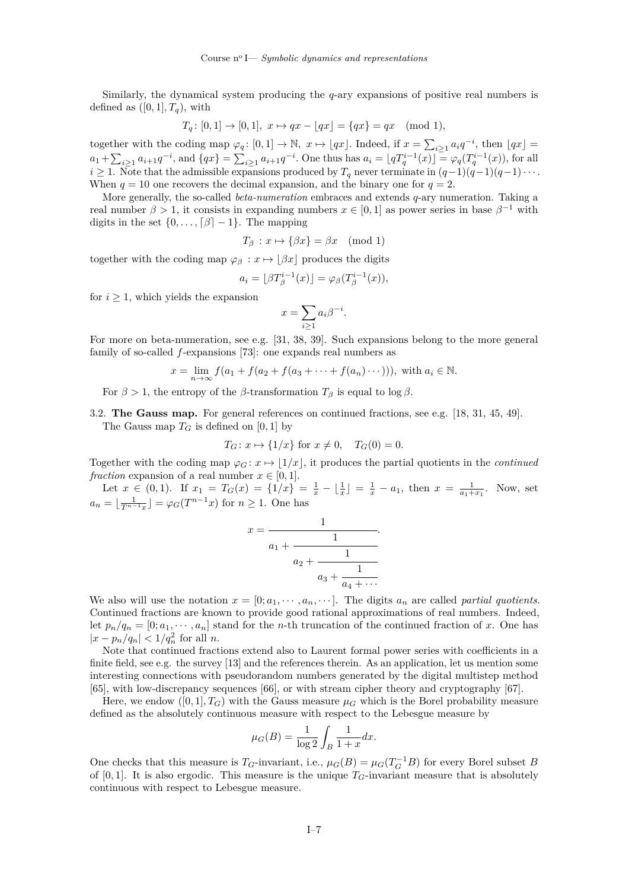Similarly, the dynamical system producing the $q$-ary expansions of positive real numbers is defined as $([0,1], T_q)$, with

$$T_q\colon [0,1] \to [0,1],\ x \mapsto qx - \lfloor qx \rfloor = \{qx\} = qx \pmod 1),$$

together with the coding map $\varphi_q\colon [0,1] \to \mathbb{N},\ x \mapsto \lfloor qx \rfloor$. Indeed, if $x = \sum_{i\geq 1} a_i q^{-i}$, then $\lfloor qx \rfloor = a_1 + \sum_{i\geq 1} a_{i+1} q^{-i}$, and $\{qx\} = \sum_{i\geq 1} a_{i+1} q^{-i}$. One thus has $a_i = \lfloor q T_q^{i-1}(x) \rfloor = \varphi_q(T_q^{i-1}(x))$, for all $i \geq 1$. Note that the admissible expansions produced by $T_q$ never terminate in $(q-1)(q-1)(q-1)\cdots$. When $q = 10$ one recovers the decimal expansion, and the binary one for $q = 2$.

More generally, the so-called *beta-numeration* embraces and extends $q$-ary numeration. Taking a real number $\beta > 1$, it consists in expanding numbers $x \in [0,1]$ as power series in base $\beta^{-1}$ with digits in the set $\{0, \ldots, \lceil \beta \rceil - 1\}$. The mapping

$$T_\beta\ :\ x \mapsto \{\beta x\} = \beta x \pmod 1)$$

together with the coding map $\varphi_\beta\ :\ x \mapsto \lfloor \beta x \rfloor$ produces the digits

$$a_i = \lfloor \beta T_\beta^{i-1}(x) \rfloor = \varphi_\beta(T_\beta^{i-1}(x)),$$

for $i \geq 1$, which yields the expansion

$$x = \sum_{i\geq 1} a_i \beta^{-i}.$$

For more on beta-numeration, see e.g. [31, 38, 39]. Such expansions belong to the more general family of so-called $f$-expansions [73]: one expands real numbers as

$$x = \lim_{n\to\infty} f(a_1 + f(a_2 + f(a_3 + \cdots + f(a_n)\cdots))),\ \text{with } a_i \in \mathbb{N}.$$

For $\beta > 1$, the entropy of the $\beta$-transformation $T_\beta$ is equal to $\log \beta$.

3.2. **The Gauss map.** For general references on continued fractions, see e.g. [18, 31, 45, 49].

The Gauss map $T_G$ is defined on $[0,1]$ by

$$T_G\colon x \mapsto \{1/x\} \text{ for } x \neq 0, \quad T_G(0) = 0.$$

Together with the coding map $\varphi_G\colon x \mapsto \lfloor 1/x \rfloor$, it produces the partial quotients in the *continued fraction* expansion of a real number $x \in [0,1]$.

Let $x \in (0,1)$. If $x_1 = T_G(x) = \{1/x\} = \frac{1}{x} - \lfloor \frac{1}{x} \rfloor = \frac{1}{x} - a_1$, then $x = \frac{1}{a_1 + x_1}$. Now, set $a_n = \lfloor \frac{1}{T^{n-1}x} \rfloor = \varphi_G(T^{n-1}x)$ for $n \geq 1$. One has

$$x = \cfrac{1}{a_1 + \cfrac{1}{a_2 + \cfrac{1}{a_3 + \cfrac{1}{a_4 + \cdots}}}}.$$

We also will use the notation $x = [0; a_1, \cdots, a_n, \cdots]$. The digits $a_n$ are called *partial quotients*. Continued fractions are known to provide good rational approximations of real numbers. Indeed, let $p_n/q_n = [0; a_1, \cdots, a_n]$ stand for the $n$-th truncation of the continued fraction of $x$. One has $|x - p_n/q_n| < 1/q_n^2$ for all $n$.

Note that continued fractions extend also to Laurent formal power series with coefficients in a finite field, see e.g. the survey [13] and the references therein. As an application, let us mention some interesting connections with pseudorandom numbers generated by the digital multistep method [65], with low-discrepancy sequences [66], or with stream cipher theory and cryptography [67].

Here, we endow $([0,1], T_G)$ with the Gauss measure $\mu_G$ which is the Borel probability measure defined as the absolutely continuous measure with respect to the Lebesgue measure by

$$\mu_G(B) = \frac{1}{\log 2} \int_B \frac{1}{1+x} dx.$$

One checks that this measure is $T_G$-invariant, i.e., $\mu_G(B) = \mu_G(T_G^{-1}B)$ for every Borel subset $B$ of $[0,1]$. It is also ergodic. This measure is the unique $T_G$-invariant measure that is absolutely continuous with respect to Lebesgue measure.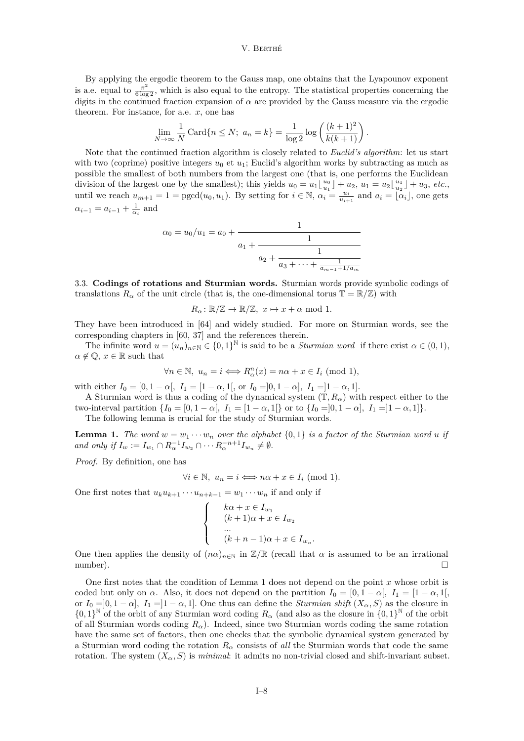By applying the ergodic theorem to the Gauss map, one obtains that the Lyapounov exponent is a.e. equal to $\frac{\pi^2}{6\log 2}$, which is also equal to the entropy. The statistical properties concerning the digits in the continued fraction expansion of $\alpha$ are provided by the Gauss measure via the ergodic theorem. For instance, for a.e. $x$, one has

$$\lim_{N\to\infty} \frac{1}{N} \operatorname{Card}\{n \leq N;\ a_n = k\} = \frac{1}{\log 2} \log\left(\frac{(k+1)^2}{k(k+1)}\right).$$

Note that the continued fraction algorithm is closely related to *Euclid's algorithm*: let us start with two (coprime) positive integers $u_0$ et $u_1$; Euclid's algorithm works by subtracting as much as possible the smallest of both numbers from the largest one (that is, one performs the Euclidean division of the largest one by the smallest); this yields $u_0 = u_1\lfloor \frac{u_0}{u_1} \rfloor + u_2$, $u_1 = u_2\lfloor \frac{u_1}{u_2} \rfloor + u_3$, *etc.*, until we reach $u_{m+1} = 1 = \operatorname{pgcd}(u_0, u_1)$. By setting for $i \in \mathbb{N}$, $\alpha_i = \frac{u_i}{u_{i+1}}$ and $a_i = \lfloor \alpha_i \rfloor$, one gets $\alpha_{i-1} = a_{i-1} + \frac{1}{\alpha_i}$ and

$$\alpha_0 = u_0/u_1 = a_0 + \cfrac{1}{a_1 + \cfrac{1}{a_2 + \cfrac{1}{a_3 + \cdots + \frac{1}{a_{m-1} + 1/a_m}}}}$$

3.3. **Codings of rotations and Sturmian words.** Sturmian words provide symbolic codings of translations $R_\alpha$ of the unit circle (that is, the one-dimensional torus $\mathbb{T} = \mathbb{R}/\mathbb{Z}$) with

$$R_\alpha \colon \mathbb{R}/\mathbb{Z} \to \mathbb{R}/\mathbb{Z},\ x \mapsto x + \alpha \bmod 1.$$

They have been introduced in [64] and widely studied. For more on Sturmian words, see the corresponding chapters in [60, 37] and the references therein.

The infinite word $u = (u_n)_{n\in\mathbb{N}} \in \{0,1\}^{\mathbb{N}}$ is said to be a *Sturmian word* if there exist $\alpha \in (0,1)$, $\alpha \notin \mathbb{Q}$, $x \in \mathbb{R}$ such that

$$\forall n \in \mathbb{N},\ u_n = i \Longleftrightarrow R_\alpha^n(x) = n\alpha + x \in I_i \pmod 1,$$

with either $I_0 = [0, 1-\alpha[,\ I_1 = [1-\alpha, 1[$, or $I_0 = ]0, 1-\alpha],\ I_1 = ]1-\alpha, 1]$.

A Sturmian word is thus a coding of the dynamical system $(\mathbb{T}, R_\alpha)$ with respect either to the two-interval partition $\{I_0 = [0, 1-\alpha[,\ I_1 = [1-\alpha, 1[\}$ or to $\{I_0 = ]0, 1-\alpha],\ I_1 = ]1-\alpha, 1]\}$.

The following lemma is crucial for the study of Sturmian words.

**Lemma 1.** *The word $w = w_1 \cdots w_n$ over the alphabet $\{0,1\}$ is a factor of the Sturmian word $u$ if and only if $I_w := I_{w_1} \cap R_\alpha^{-1} I_{w_2} \cap \cdots R_\alpha^{-n+1} I_{w_n} \neq \emptyset$.*

*Proof.* By definition, one has

$$\forall i \in \mathbb{N},\ u_n = i \Longleftrightarrow n\alpha + x \in I_i \pmod 1.$$

One first notes that $u_k u_{k+1} \cdots u_{n+k-1} = w_1 \cdots w_n$ if and only if

$$\begin{cases} k\alpha + x \in I_{w_1} \\ (k+1)\alpha + x \in I_{w_2} \\ \ldots \\ (k+n-1)\alpha + x \in I_{w_n}. \end{cases}$$

One then applies the density of $(n\alpha)_{n\in\mathbb{N}}$ in $\mathbb{Z}/\mathbb{R}$ (recall that $\alpha$ is assumed to be an irrational number). $\square$

One first notes that the condition of Lemma 1 does not depend on the point $x$ whose orbit is coded but only on $\alpha$. Also, it does not depend on the partition $I_0 = [0, 1-\alpha[,\ I_1 = [1-\alpha, 1[$, or $I_0 = ]0, 1-\alpha],\ I_1 = ]1-\alpha, 1]$. One thus can define the *Sturmian shift* $(X_\alpha, S)$ as the closure in $\{0,1\}^{\mathbb{N}}$ of the orbit of any Sturmian word coding $R_\alpha$ (and also as the closure in $\{0,1\}^{\mathbb{N}}$ of the orbit of all Sturmian words coding $R_\alpha$). Indeed, since two Sturmian words coding the same rotation have the same set of factors, then one checks that the symbolic dynamical system generated by a Sturmian word coding the rotation $R_\alpha$ consists of *all* the Sturmian words that code the same rotation. The system $(X_\alpha, S)$ is *minimal*: it admits no non-trivial closed and shift-invariant subset.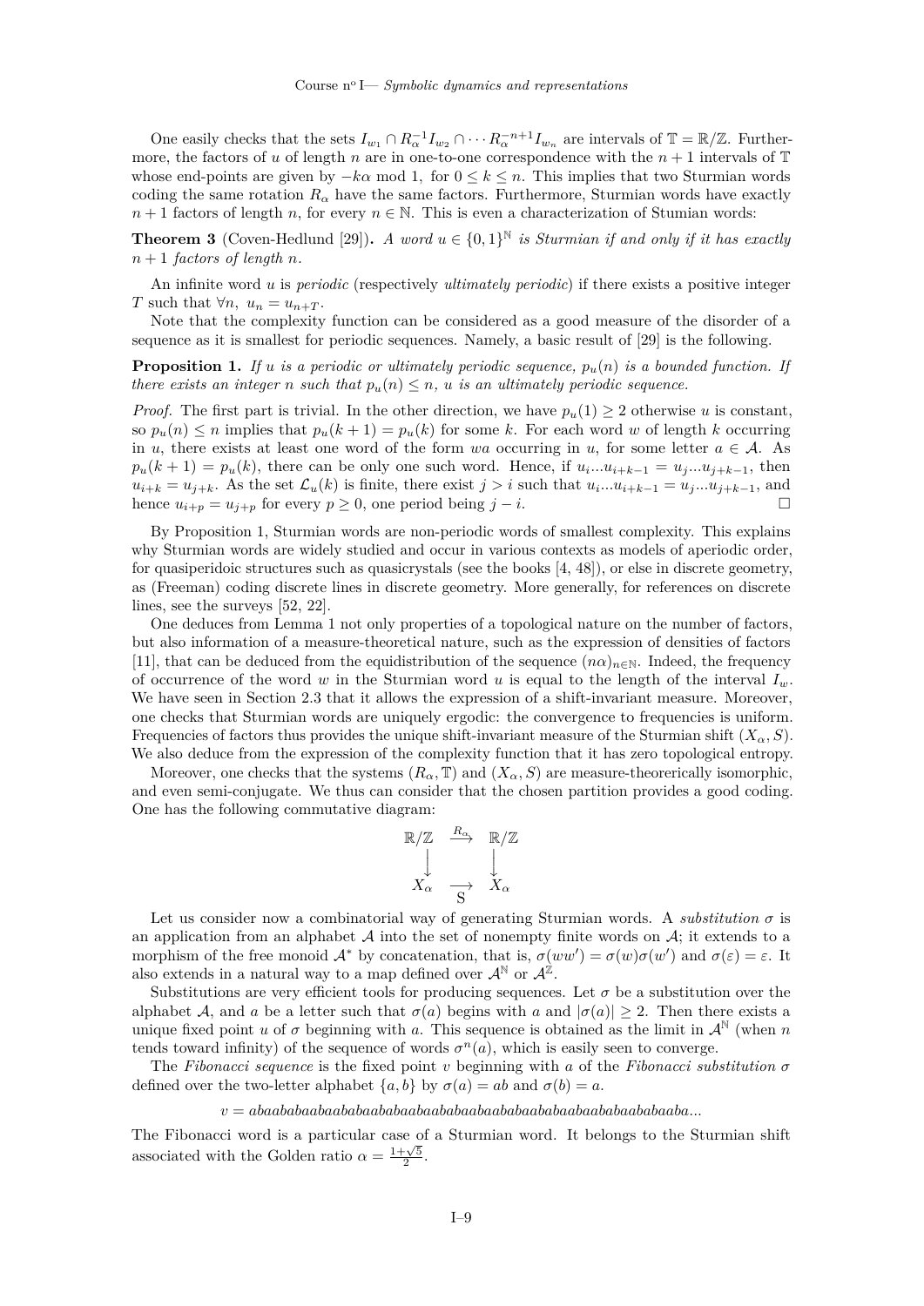One easily checks that the sets $I_{w_1} \cap R_\alpha^{-1} I_{w_2} \cap \cdots R_\alpha^{-n+1} I_{w_n}$ are intervals of $\mathbb{T} = \mathbb{R}/\mathbb{Z}$. Furthermore, the factors of $u$ of length $n$ are in one-to-one correspondence with the $n+1$ intervals of $\mathbb{T}$ whose end-points are given by $-k\alpha \bmod 1$, for $0 \leq k \leq n$. This implies that two Sturmian words coding the same rotation $R_\alpha$ have the same factors. Furthermore, Sturmian words have exactly $n+1$ factors of length $n$, for every $n \in \mathbb{N}$. This is even a characterization of Stumian words:

**Theorem 3** (Coven-Hedlund [29])**.** *A word $u \in \{0,1\}^{\mathbb{N}}$ is Sturmian if and only if it has exactly $n+1$ factors of length $n$.*

An infinite word $u$ is *periodic* (respectively *ultimately periodic*) if there exists a positive integer $T$ such that $\forall n,\ u_n = u_{n+T}$.

Note that the complexity function can be considered as a good measure of the disorder of a sequence as it is smallest for periodic sequences. Namely, a basic result of [29] is the following.

**Proposition 1.** *If $u$ is a periodic or ultimately periodic sequence, $p_u(n)$ is a bounded function. If there exists an integer $n$ such that $p_u(n) \leq n$, $u$ is an ultimately periodic sequence.*

*Proof.* The first part is trivial. In the other direction, we have $p_u(1) \geq 2$ otherwise $u$ is constant, so $p_u(n) \leq n$ implies that $p_u(k+1) = p_u(k)$ for some $k$. For each word $w$ of length $k$ occurring in $u$, there exists at least one word of the form $wa$ occurring in $u$, for some letter $a \in \mathcal{A}$. As $p_u(k+1) = p_u(k)$, there can be only one such word. Hence, if $u_i ... u_{i+k-1} = u_j ... u_{j+k-1}$, then $u_{i+k} = u_{j+k}$. As the set $\mathcal{L}_u(k)$ is finite, there exist $j > i$ such that $u_i ... u_{i+k-1} = u_j ... u_{j+k-1}$, and hence $u_{i+p} = u_{j+p}$ for every $p \geq 0$, one period being $j - i$. □

By Proposition 1, Sturmian words are non-periodic words of smallest complexity. This explains why Sturmian words are widely studied and occur in various contexts as models of aperiodic order, for quasiperidoic structures such as quasicrystals (see the books [4, 48]), or else in discrete geometry, as (Freeman) coding discrete lines in discrete geometry. More generally, for references on discrete lines, see the surveys [52, 22].

One deduces from Lemma 1 not only properties of a topological nature on the number of factors, but also information of a measure-theoretical nature, such as the expression of densities of factors [11], that can be deduced from the equidistribution of the sequence $(n\alpha)_{n\in\mathbb{N}}$. Indeed, the frequency of occurrence of the word $w$ in the Sturmian word $u$ is equal to the length of the interval $I_w$. We have seen in Section 2.3 that it allows the expression of a shift-invariant measure. Moreover, one checks that Sturmian words are uniquely ergodic: the convergence to frequencies is uniform. Frequencies of factors thus provides the unique shift-invariant measure of the Sturmian shift $(X_\alpha, S)$. We also deduce from the expression of the complexity function that it has zero topological entropy.

Moreover, one checks that the systems $(R_\alpha, \mathbb{T})$ and $(X_\alpha, S)$ are measure-theorerically isomorphic, and even semi-conjugate. We thus can consider that the chosen partition provides a good coding. One has the following commutative diagram:

$$\begin{array}{ccc} \mathbb{R}/\mathbb{Z} & \xrightarrow{R_\alpha} & \mathbb{R}/\mathbb{Z} \\ \downarrow & & \downarrow \\ X_\alpha & \underset{S}{\longrightarrow} & X_\alpha \end{array}$$

Let us consider now a combinatorial way of generating Sturmian words. A *substitution* $\sigma$ is an application from an alphabet $\mathcal{A}$ into the set of nonempty finite words on $\mathcal{A}$; it extends to a morphism of the free monoid $\mathcal{A}^*$ by concatenation, that is, $\sigma(ww') = \sigma(w)\sigma(w')$ and $\sigma(\varepsilon) = \varepsilon$. It also extends in a natural way to a map defined over $\mathcal{A}^{\mathbb{N}}$ or $\mathcal{A}^{\mathbb{Z}}$.

Substitutions are very efficient tools for producing sequences. Let $\sigma$ be a substitution over the alphabet $\mathcal{A}$, and $a$ be a letter such that $\sigma(a)$ begins with $a$ and $|\sigma(a)| \geq 2$. Then there exists a unique fixed point $u$ of $\sigma$ beginning with $a$. This sequence is obtained as the limit in $\mathcal{A}^{\mathbb{N}}$ (when $n$ tends toward infinity) of the sequence of words $\sigma^n(a)$, which is easily seen to converge.

The *Fibonacci sequence* is the fixed point $v$ beginning with $a$ of the *Fibonacci substitution* $\sigma$ defined over the two-letter alphabet $\{a,b\}$ by $\sigma(a) = ab$ and $\sigma(b) = a$.

$$v = abaababaabaababaababaabaababaabaababaababaabaababaababaaba...$$

The Fibonacci word is a particular case of a Sturmian word. It belongs to the Sturmian shift associated with the Golden ratio $\alpha = \frac{1+\sqrt{5}}{2}$.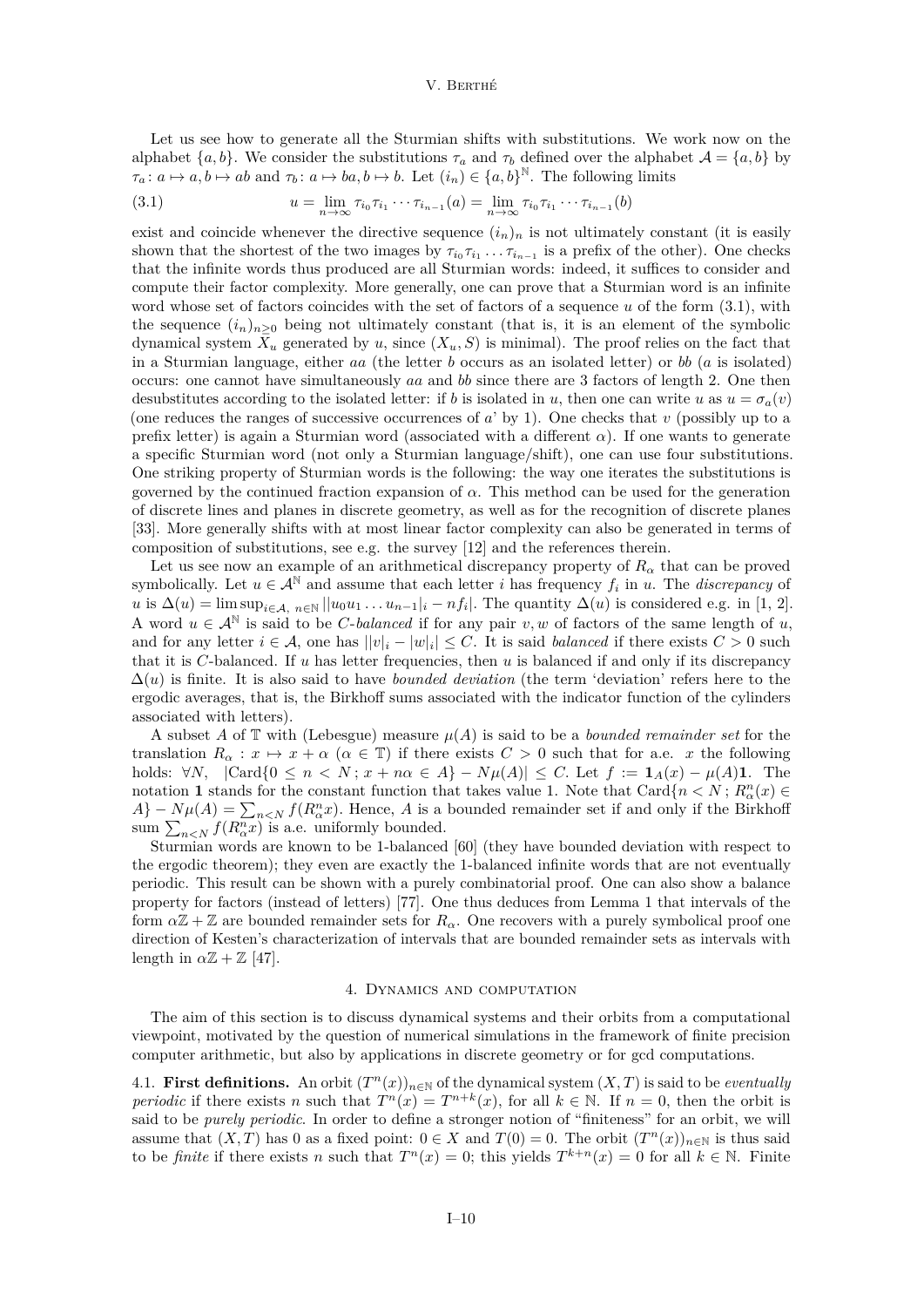Let us see how to generate all the Sturmian shifts with substitutions. We work now on the alphabet $\{a, b\}$. We consider the substitutions $\tau_a$ and $\tau_b$ defined over the alphabet $\mathcal{A} = \{a, b\}$ by $\tau_a \colon a \mapsto a, b \mapsto ab$ and $\tau_b \colon a \mapsto ba, b \mapsto b$. Let $(i_n) \in \{a, b\}^{\mathbb{N}}$. The following limits

$$u = \lim_{n\to\infty} \tau_{i_0}\tau_{i_1}\cdots\tau_{i_{n-1}}(a) = \lim_{n\to\infty} \tau_{i_0}\tau_{i_1}\cdots\tau_{i_{n-1}}(b) \tag{3.1}$$

exist and coincide whenever the directive sequence $(i_n)_n$ is not ultimately constant (it is easily shown that the shortest of the two images by $\tau_{i_0}\tau_{i_1}\ldots\tau_{i_{n-1}}$ is a prefix of the other). One checks that the infinite words thus produced are all Sturmian words: indeed, it suffices to consider and compute their factor complexity. More generally, one can prove that a Sturmian word is an infinite word whose set of factors coincides with the set of factors of a sequence $u$ of the form (3.1), with the sequence $(i_n)_{n\geq 0}$ being not ultimately constant (that is, it is an element of the symbolic dynamical system $X_u$ generated by $u$, since $(X_u, S)$ is minimal). The proof relies on the fact that in a Sturmian language, either $aa$ (the letter $b$ occurs as an isolated letter) or $bb$ ($a$ is isolated) occurs: one cannot have simultaneously $aa$ and $bb$ since there are 3 factors of length 2. One then desubstitutes according to the isolated letter: if $b$ is isolated in $u$, then one can write $u$ as $u = \sigma_a(v)$ (one reduces the ranges of successive occurrences of $a$' by 1). One checks that $v$ (possibly up to a prefix letter) is again a Sturmian word (associated with a different $\alpha$). If one wants to generate a specific Sturmian word (not only a Sturmian language/shift), one can use four substitutions. One striking property of Sturmian words is the following: the way one iterates the substitutions is governed by the continued fraction expansion of $\alpha$. This method can be used for the generation of discrete lines and planes in discrete geometry, as well as for the recognition of discrete planes [33]. More generally shifts with at most linear factor complexity can also be generated in terms of composition of substitutions, see e.g. the survey [12] and the references therein.

Let us see now an example of an arithmetical discrepancy property of $R_\alpha$ that can be proved symbolically. Let $u \in \mathcal{A}^{\mathbb{N}}$ and assume that each letter $i$ has frequency $f_i$ in $u$. The *discrepancy* of $u$ is $\Delta(u) = \limsup_{i\in\mathcal{A},\ n\in\mathbb{N}} ||u_0u_1\ldots u_{n-1}|_i - nf_i|$. The quantity $\Delta(u)$ is considered e.g. in [1, 2]. A word $u \in \mathcal{A}^{\mathbb{N}}$ is said to be *C-balanced* if for any pair $v, w$ of factors of the same length of $u$, and for any letter $i \in \mathcal{A}$, one has $||v|_i - |w|_i| \leq C$. It is said *balanced* if there exists $C > 0$ such that it is $C$-balanced. If $u$ has letter frequencies, then $u$ is balanced if and only if its discrepancy $\Delta(u)$ is finite. It is also said to have *bounded deviation* (the term 'deviation' refers here to the ergodic averages, that is, the Birkhoff sums associated with the indicator function of the cylinders associated with letters).

A subset $A$ of $\mathbb{T}$ with (Lebesgue) measure $\mu(A)$ is said to be a *bounded remainder set* for the translation $R_\alpha : x \mapsto x + \alpha$ ($\alpha \in \mathbb{T}$) if there exists $C > 0$ such that for a.e. $x$ the following holds: $\forall N$, $|\mathrm{Card}\{0 \leq n < N\,;\, x + n\alpha \in A\} - N\mu(A)| \leq C$. Let $f := \mathbf{1}_A(x) - \mu(A)\mathbf{1}$. The notation $\mathbf{1}$ stands for the constant function that takes value 1. Note that $\mathrm{Card}\{n < N\,;\, R_\alpha^n(x) \in A\} - N\mu(A) = \sum_{n<N} f(R_\alpha^n x)$. Hence, $A$ is a bounded remainder set if and only if the Birkhoff sum $\sum_{n<N} f(R_\alpha^n x)$ is a.e. uniformly bounded.

Sturmian words are known to be 1-balanced [60] (they have bounded deviation with respect to the ergodic theorem); they even are exactly the 1-balanced infinite words that are not eventually periodic. This result can be shown with a purely combinatorial proof. One can also show a balance property for factors (instead of letters) [77]. One thus deduces from Lemma 1 that intervals of the form $\alpha\mathbb{Z} + \mathbb{Z}$ are bounded remainder sets for $R_\alpha$. One recovers with a purely symbolical proof one direction of Kesten's characterization of intervals that are bounded remainder sets as intervals with length in $\alpha\mathbb{Z} + \mathbb{Z}$ [47].

## 4. Dynamics and computation

The aim of this section is to discuss dynamical systems and their orbits from a computational viewpoint, motivated by the question of numerical simulations in the framework of finite precision computer arithmetic, but also by applications in discrete geometry or for gcd computations.

### 4.1. First definitions.

An orbit $(T^n(x))_{n\in\mathbb{N}}$ of the dynamical system $(X, T)$ is said to be *eventually periodic* if there exists $n$ such that $T^n(x) = T^{n+k}(x)$, for all $k \in \mathbb{N}$. If $n = 0$, then the orbit is said to be *purely periodic*. In order to define a stronger notion of "finiteness" for an orbit, we will assume that $(X, T)$ has 0 as a fixed point: $0 \in X$ and $T(0) = 0$. The orbit $(T^n(x))_{n\in\mathbb{N}}$ is thus said to be *finite* if there exists $n$ such that $T^n(x) = 0$; this yields $T^{k+n}(x) = 0$ for all $k \in \mathbb{N}$. Finite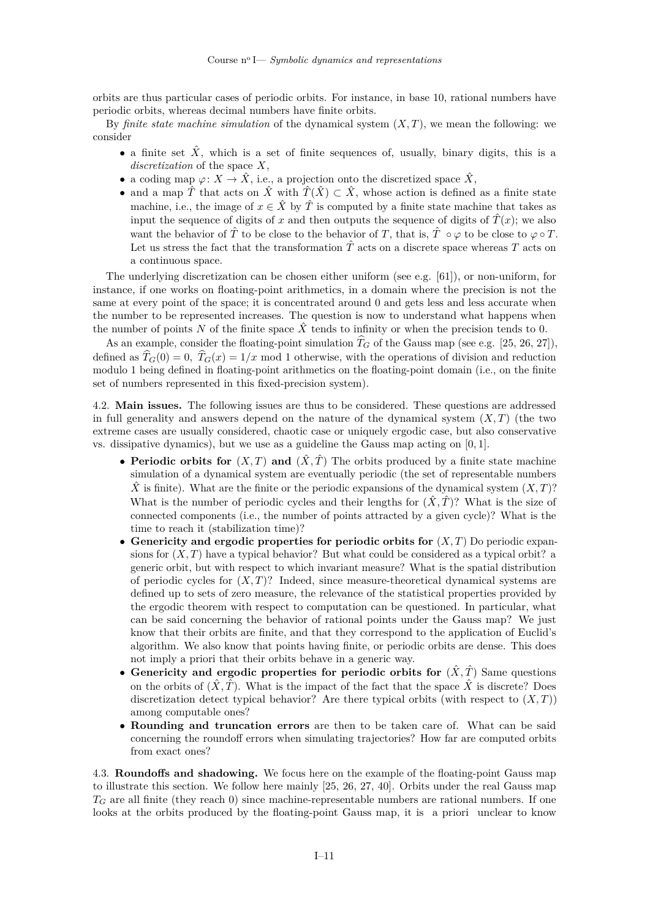orbits are thus particular cases of periodic orbits. For instance, in base 10, rational numbers have periodic orbits, whereas decimal numbers have finite orbits.

By *finite state machine simulation* of the dynamical system $(X,T)$, we mean the following: we consider

- a finite set $\hat{X}$, which is a set of finite sequences of, usually, binary digits, this is a *discretization* of the space $X$,
- a coding map $\varphi\colon X \to \hat{X}$, i.e., a projection onto the discretized space $\hat{X}$,
- and a map $\hat{T}$ that acts on $\hat{X}$ with $\hat{T}(\hat{X}) \subset \hat{X}$, whose action is defined as a finite state machine, i.e., the image of $x \in \hat{X}$ by $\hat{T}$ is computed by a finite state machine that takes as input the sequence of digits of $x$ and then outputs the sequence of digits of $\hat{T}(x)$; we also want the behavior of $\hat{T}$ to be close to the behavior of $T$, that is, $\hat{T} \circ \varphi$ to be close to $\varphi \circ T$. Let us stress the fact that the transformation $\hat{T}$ acts on a discrete space whereas $T$ acts on a continuous space.

The underlying discretization can be chosen either uniform (see e.g. [61]), or non-uniform, for instance, if one works on floating-point arithmetics, in a domain where the precision is not the same at every point of the space; it is concentrated around 0 and gets less and less accurate when the number to be represented increases. The question is now to understand what happens when the number of points $N$ of the finite space $\hat{X}$ tends to infinity or when the precision tends to 0.

As an example, consider the floating-point simulation $\widehat{T}_G$ of the Gauss map (see e.g. [25, 26, 27]), defined as $\widehat{T}_G(0) = 0$, $\widehat{T}_G(x) = 1/x \bmod 1$ otherwise, with the operations of division and reduction modulo 1 being defined in floating-point arithmetics on the floating-point domain (i.e., on the finite set of numbers represented in this fixed-precision system).

4.2. **Main issues.** The following issues are thus to be considered. These questions are addressed in full generality and answers depend on the nature of the dynamical system $(X,T)$ (the two extreme cases are usually considered, chaotic case or uniquely ergodic case, but also conservative vs. dissipative dynamics), but we use as a guideline the Gauss map acting on $[0,1]$.

- **Periodic orbits for $(X,T)$ and $(\hat{X},\hat{T})$** The orbits produced by a finite state machine simulation of a dynamical system are eventually periodic (the set of representable numbers $\hat{X}$ is finite). What are the finite or the periodic expansions of the dynamical system $(X,T)$? What is the number of periodic cycles and their lengths for $(\hat{X},\hat{T})$? What is the size of connected components (i.e., the number of points attracted by a given cycle)? What is the time to reach it (stabilization time)?
- **Genericity and ergodic properties for periodic orbits for $(X,T)$** Do periodic expansions for $(X,T)$ have a typical behavior? But what could be considered as a typical orbit? a generic orbit, but with respect to which invariant measure? What is the spatial distribution of periodic cycles for $(X,T)$? Indeed, since measure-theoretical dynamical systems are defined up to sets of zero measure, the relevance of the statistical properties provided by the ergodic theorem with respect to computation can be questioned. In particular, what can be said concerning the behavior of rational points under the Gauss map? We just know that their orbits are finite, and that they correspond to the application of Euclid's algorithm. We also know that points having finite, or periodic orbits are dense. This does not imply a priori that their orbits behave in a generic way.
- **Genericity and ergodic properties for periodic orbits for $(\hat{X},\hat{T})$** Same questions on the orbits of $(\hat{X},\hat{T})$. What is the impact of the fact that the space $\hat{X}$ is discrete? Does discretization detect typical behavior? Are there typical orbits (with respect to $(X,T)$) among computable ones?
- **Rounding and truncation errors** are then to be taken care of. What can be said concerning the roundoff errors when simulating trajectories? How far are computed orbits from exact ones?

4.3. **Roundoffs and shadowing.** We focus here on the example of the floating-point Gauss map to illustrate this section. We follow here mainly [25, 26, 27, 40]. Orbits under the real Gauss map $T_G$ are all finite (they reach 0) since machine-representable numbers are rational numbers. If one looks at the orbits produced by the floating-point Gauss map, it is a priori unclear to know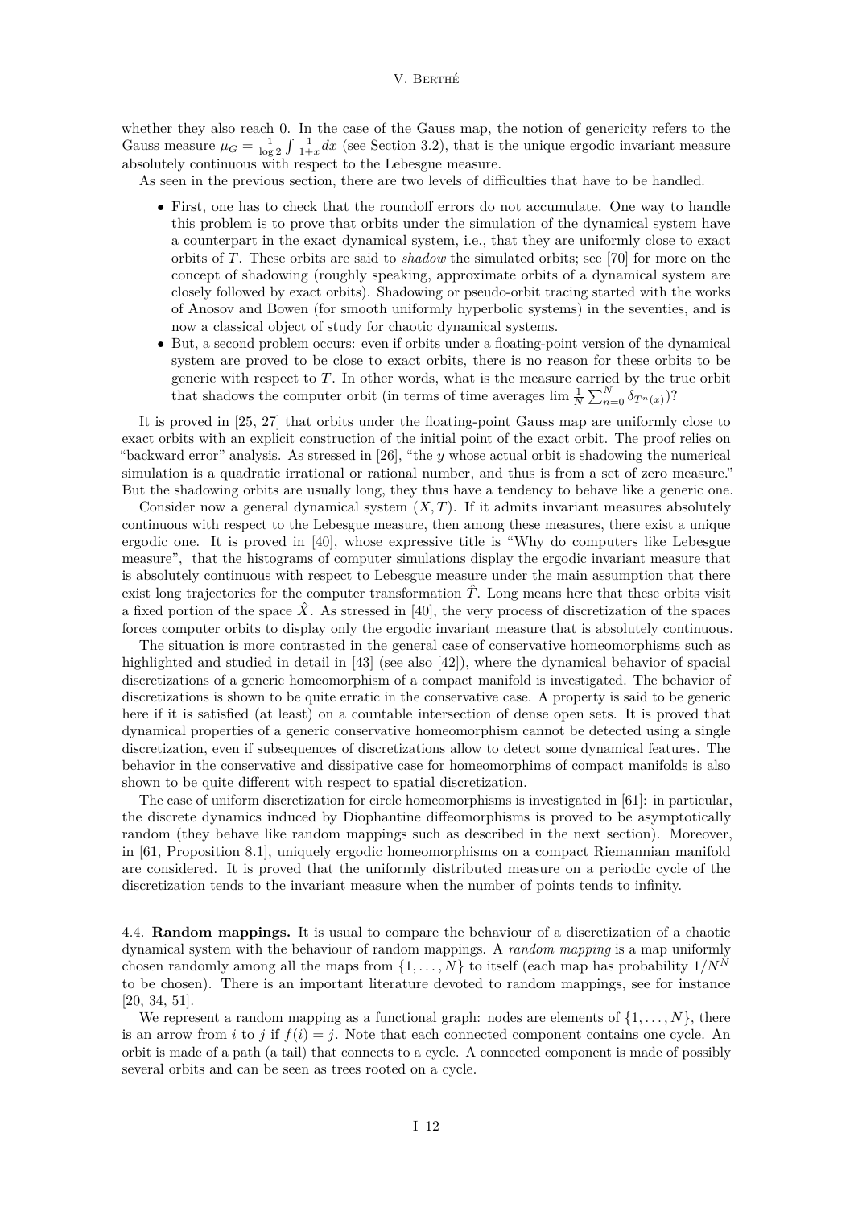whether they also reach 0. In the case of the Gauss map, the notion of genericity refers to the Gauss measure $\mu_G = \frac{1}{\log 2}\int \frac{1}{1+x}dx$ (see Section 3.2), that is the unique ergodic invariant measure absolutely continuous with respect to the Lebesgue measure.

As seen in the previous section, there are two levels of difficulties that have to be handled.

- First, one has to check that the roundoff errors do not accumulate. One way to handle this problem is to prove that orbits under the simulation of the dynamical system have a counterpart in the exact dynamical system, i.e., that they are uniformly close to exact orbits of $T$. These orbits are said to *shadow* the simulated orbits; see [70] for more on the concept of shadowing (roughly speaking, approximate orbits of a dynamical system are closely followed by exact orbits). Shadowing or pseudo-orbit tracing started with the works of Anosov and Bowen (for smooth uniformly hyperbolic systems) in the seventies, and is now a classical object of study for chaotic dynamical systems.
- But, a second problem occurs: even if orbits under a floating-point version of the dynamical system are proved to be close to exact orbits, there is no reason for these orbits to be generic with respect to $T$. In other words, what is the measure carried by the true orbit that shadows the computer orbit (in terms of time averages $\lim \frac{1}{N}\sum_{n=0}^{N}\delta_{T^n(x)}$)?

It is proved in [25, 27] that orbits under the floating-point Gauss map are uniformly close to exact orbits with an explicit construction of the initial point of the exact orbit. The proof relies on "backward error" analysis. As stressed in [26], "the $y$ whose actual orbit is shadowing the numerical simulation is a quadratic irrational or rational number, and thus is from a set of zero measure." But the shadowing orbits are usually long, they thus have a tendency to behave like a generic one.

Consider now a general dynamical system $(X,T)$. If it admits invariant measures absolutely continuous with respect to the Lebesgue measure, then among these measures, there exist a unique ergodic one. It is proved in [40], whose expressive title is "Why do computers like Lebesgue measure", that the histograms of computer simulations display the ergodic invariant measure that is absolutely continuous with respect to Lebesgue measure under the main assumption that there exist long trajectories for the computer transformation $\hat{T}$. Long means here that these orbits visit a fixed portion of the space $\hat{X}$. As stressed in [40], the very process of discretization of the spaces forces computer orbits to display only the ergodic invariant measure that is absolutely continuous.

The situation is more contrasted in the general case of conservative homeomorphisms such as highlighted and studied in detail in [43] (see also [42]), where the dynamical behavior of spacial discretizations of a generic homeomorphism of a compact manifold is investigated. The behavior of discretizations is shown to be quite erratic in the conservative case. A property is said to be generic here if it is satisfied (at least) on a countable intersection of dense open sets. It is proved that dynamical properties of a generic conservative homeomorphism cannot be detected using a single discretization, even if subsequences of discretizations allow to detect some dynamical features. The behavior in the conservative and dissipative case for homeomorphims of compact manifolds is also shown to be quite different with respect to spatial discretization.

The case of uniform discretization for circle homeomorphisms is investigated in [61]: in particular, the discrete dynamics induced by Diophantine diffeomorphisms is proved to be asymptotically random (they behave like random mappings such as described in the next section). Moreover, in [61, Proposition 8.1], uniquely ergodic homeomorphisms on a compact Riemannian manifold are considered. It is proved that the uniformly distributed measure on a periodic cycle of the discretization tends to the invariant measure when the number of points tends to infinity.

4.4. **Random mappings.** It is usual to compare the behaviour of a discretization of a chaotic dynamical system with the behaviour of random mappings. A *random mapping* is a map uniformly chosen randomly among all the maps from $\{1,\ldots,N\}$ to itself (each map has probability $1/N^N$ to be chosen). There is an important literature devoted to random mappings, see for instance [20, 34, 51].

We represent a random mapping as a functional graph: nodes are elements of $\{1,\ldots,N\}$, there is an arrow from $i$ to $j$ if $f(i) = j$. Note that each connected component contains one cycle. An orbit is made of a path (a tail) that connects to a cycle. A connected component is made of possibly several orbits and can be seen as trees rooted on a cycle.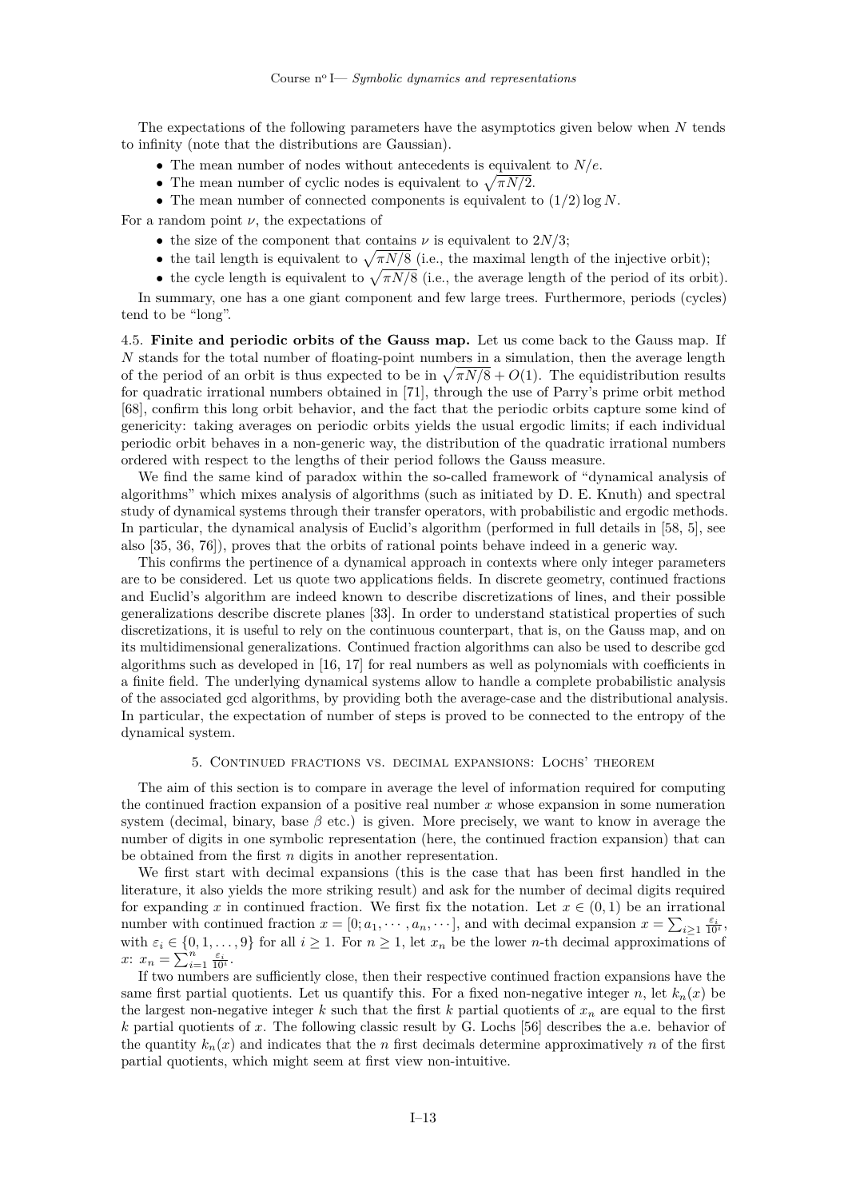The expectations of the following parameters have the asymptotics given below when $N$ tends to infinity (note that the distributions are Gaussian).

- The mean number of nodes without antecedents is equivalent to $N/e$.
- The mean number of cyclic nodes is equivalent to $\sqrt{\pi N/2}$.
- The mean number of connected components is equivalent to $(1/2)\log N$.

For a random point $\nu$, the expectations of

- the size of the component that contains $\nu$ is equivalent to $2N/3$;
- the tail length is equivalent to $\sqrt{\pi N/8}$ (i.e., the maximal length of the injective orbit);
- the cycle length is equivalent to $\sqrt{\pi N/8}$ (i.e., the average length of the period of its orbit).

In summary, one has a one giant component and few large trees. Furthermore, periods (cycles) tend to be "long".

4.5. **Finite and periodic orbits of the Gauss map.** Let us come back to the Gauss map. If $N$ stands for the total number of floating-point numbers in a simulation, then the average length of the period of an orbit is thus expected to be in $\sqrt{\pi N/8}+O(1)$. The equidistribution results for quadratic irrational numbers obtained in [71], through the use of Parry's prime orbit method [68], confirm this long orbit behavior, and the fact that the periodic orbits capture some kind of genericity: taking averages on periodic orbits yields the usual ergodic limits; if each individual periodic orbit behaves in a non-generic way, the distribution of the quadratic irrational numbers ordered with respect to the lengths of their period follows the Gauss measure.

We find the same kind of paradox within the so-called framework of "dynamical analysis of algorithms" which mixes analysis of algorithms (such as initiated by D. E. Knuth) and spectral study of dynamical systems through their transfer operators, with probabilistic and ergodic methods. In particular, the dynamical analysis of Euclid's algorithm (performed in full details in [58, 5], see also [35, 36, 76]), proves that the orbits of rational points behave indeed in a generic way.

This confirms the pertinence of a dynamical approach in contexts where only integer parameters are to be considered. Let us quote two applications fields. In discrete geometry, continued fractions and Euclid's algorithm are indeed known to describe discretizations of lines, and their possible generalizations describe discrete planes [33]. In order to understand statistical properties of such discretizations, it is useful to rely on the continuous counterpart, that is, on the Gauss map, and on its multidimensional generalizations. Continued fraction algorithms can also be used to describe gcd algorithms such as developed in [16, 17] for real numbers as well as polynomials with coefficients in a finite field. The underlying dynamical systems allow to handle a complete probabilistic analysis of the associated gcd algorithms, by providing both the average-case and the distributional analysis. In particular, the expectation of number of steps is proved to be connected to the entropy of the dynamical system.

## 5. Continued fractions vs. decimal expansions: Lochs' theorem

The aim of this section is to compare in average the level of information required for computing the continued fraction expansion of a positive real number $x$ whose expansion in some numeration system (decimal, binary, base $\beta$ etc.) is given. More precisely, we want to know in average the number of digits in one symbolic representation (here, the continued fraction expansion) that can be obtained from the first $n$ digits in another representation.

We first start with decimal expansions (this is the case that has been first handled in the literature, it also yields the more striking result) and ask for the number of decimal digits required for expanding $x$ in continued fraction. We first fix the notation. Let $x \in (0,1)$ be an irrational number with continued fraction $x = [0; a_1, \cdots, a_n, \cdots]$, and with decimal expansion $x = \sum_{i\geq 1} \frac{\varepsilon_i}{10^i}$, with $\varepsilon_i \in \{0,1,\ldots,9\}$ for all $i \geq 1$. For $n \geq 1$, let $x_n$ be the lower $n$-th decimal approximations of $x$: $x_n = \sum_{i=1}^{n} \frac{\varepsilon_i}{10^i}$.

If two numbers are sufficiently close, then their respective continued fraction expansions have the same first partial quotients. Let us quantify this. For a fixed non-negative integer $n$, let $k_n(x)$ be the largest non-negative integer $k$ such that the first $k$ partial quotients of $x_n$ are equal to the first $k$ partial quotients of $x$. The following classic result by G. Lochs [56] describes the a.e. behavior of the quantity $k_n(x)$ and indicates that the $n$ first decimals determine approximatively $n$ of the first partial quotients, which might seem at first view non-intuitive.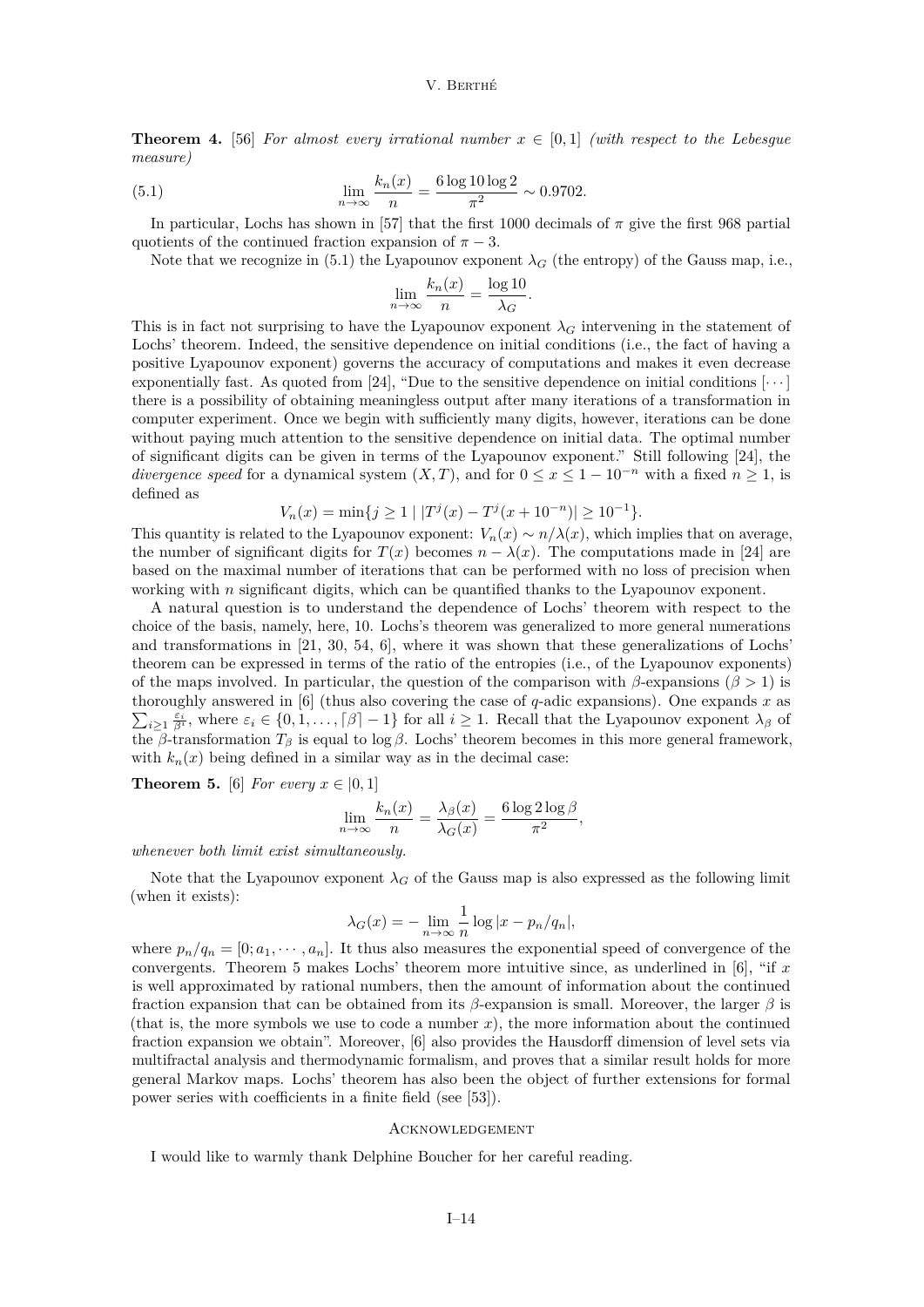**Theorem 4.** [56] *For almost every irrational number $x \in [0,1]$ (with respect to the Lebesgue measure)*

$$\lim_{n\to\infty} \frac{k_n(x)}{n} = \frac{6\log 10 \log 2}{\pi^2} \sim 0.9702. \tag{5.1}$$

In particular, Lochs has shown in [57] that the first 1000 decimals of $\pi$ give the first 968 partial quotients of the continued fraction expansion of $\pi - 3$.

Note that we recognize in (5.1) the Lyapounov exponent $\lambda_G$ (the entropy) of the Gauss map, i.e.,

$$\lim_{n\to\infty} \frac{k_n(x)}{n} = \frac{\log 10}{\lambda_G}.$$

This is in fact not surprising to have the Lyapounov exponent $\lambda_G$ intervening in the statement of Lochs' theorem. Indeed, the sensitive dependence on initial conditions (i.e., the fact of having a positive Lyapounov exponent) governs the accuracy of computations and makes it even decrease exponentially fast. As quoted from [24], "Due to the sensitive dependence on initial conditions $[\cdots]$ there is a possibility of obtaining meaningless output after many iterations of a transformation in computer experiment. Once we begin with sufficiently many digits, however, iterations can be done without paying much attention to the sensitive dependence on initial data. The optimal number of significant digits can be given in terms of the Lyapounov exponent." Still following [24], the *divergence speed* for a dynamical system $(X,T)$, and for $0 \leq x \leq 1 - 10^{-n}$ with a fixed $n \geq 1$, is defined as

$$V_n(x) = \min\{j \geq 1 \mid |T^j(x) - T^j(x + 10^{-n})| \geq 10^{-1}\}.$$

This quantity is related to the Lyapounov exponent: $V_n(x) \sim n/\lambda(x)$, which implies that on average, the number of significant digits for $T(x)$ becomes $n - \lambda(x)$. The computations made in [24] are based on the maximal number of iterations that can be performed with no loss of precision when working with $n$ significant digits, which can be quantified thanks to the Lyapounov exponent.

A natural question is to understand the dependence of Lochs' theorem with respect to the choice of the basis, namely, here, 10. Lochs's theorem was generalized to more general numerations and transformations in [21, 30, 54, 6], where it was shown that these generalizations of Lochs' theorem can be expressed in terms of the ratio of the entropies (i.e., of the Lyapounov exponents) of the maps involved. In particular, the question of the comparison with $\beta$-expansions ($\beta > 1$) is thoroughly answered in [6] (thus also covering the case of $q$-adic expansions). One expands $x$ as $\sum_{i\geq 1} \frac{\varepsilon_i}{\beta^i}$, where $\varepsilon_i \in \{0, 1, \ldots, \lceil \beta \rceil - 1\}$ for all $i \geq 1$. Recall that the Lyapounov exponent $\lambda_\beta$ of the $\beta$-transformation $T_\beta$ is equal to $\log \beta$. Lochs' theorem becomes in this more general framework, with $k_n(x)$ being defined in a similar way as in the decimal case:

**Theorem 5.** [6] *For every $x \in ]0,1]$*

$$\lim_{n\to\infty} \frac{k_n(x)}{n} = \frac{\lambda_\beta(x)}{\lambda_G(x)} = \frac{6\log 2 \log \beta}{\pi^2},$$

*whenever both limit exist simultaneously.*

Note that the Lyapounov exponent $\lambda_G$ of the Gauss map is also expressed as the following limit (when it exists):

$$\lambda_G(x) = -\lim_{n\to\infty} \frac{1}{n} \log |x - p_n/q_n|,$$

where $p_n/q_n = [0; a_1, \cdots, a_n]$. It thus also measures the exponential speed of convergence of the convergents. Theorem 5 makes Lochs' theorem more intuitive since, as underlined in [6], "if $x$ is well approximated by rational numbers, then the amount of information about the continued fraction expansion that can be obtained from its $\beta$-expansion is small. Moreover, the larger $\beta$ is (that is, the more symbols we use to code a number $x$), the more information about the continued fraction expansion we obtain". Moreover, [6] also provides the Hausdorff dimension of level sets via multifractal analysis and thermodynamic formalism, and proves that a similar result holds for more general Markov maps. Lochs' theorem has also been the object of further extensions for formal power series with coefficients in a finite field (see [53]).

## Acknowledgement

I would like to warmly thank Delphine Boucher for her careful reading.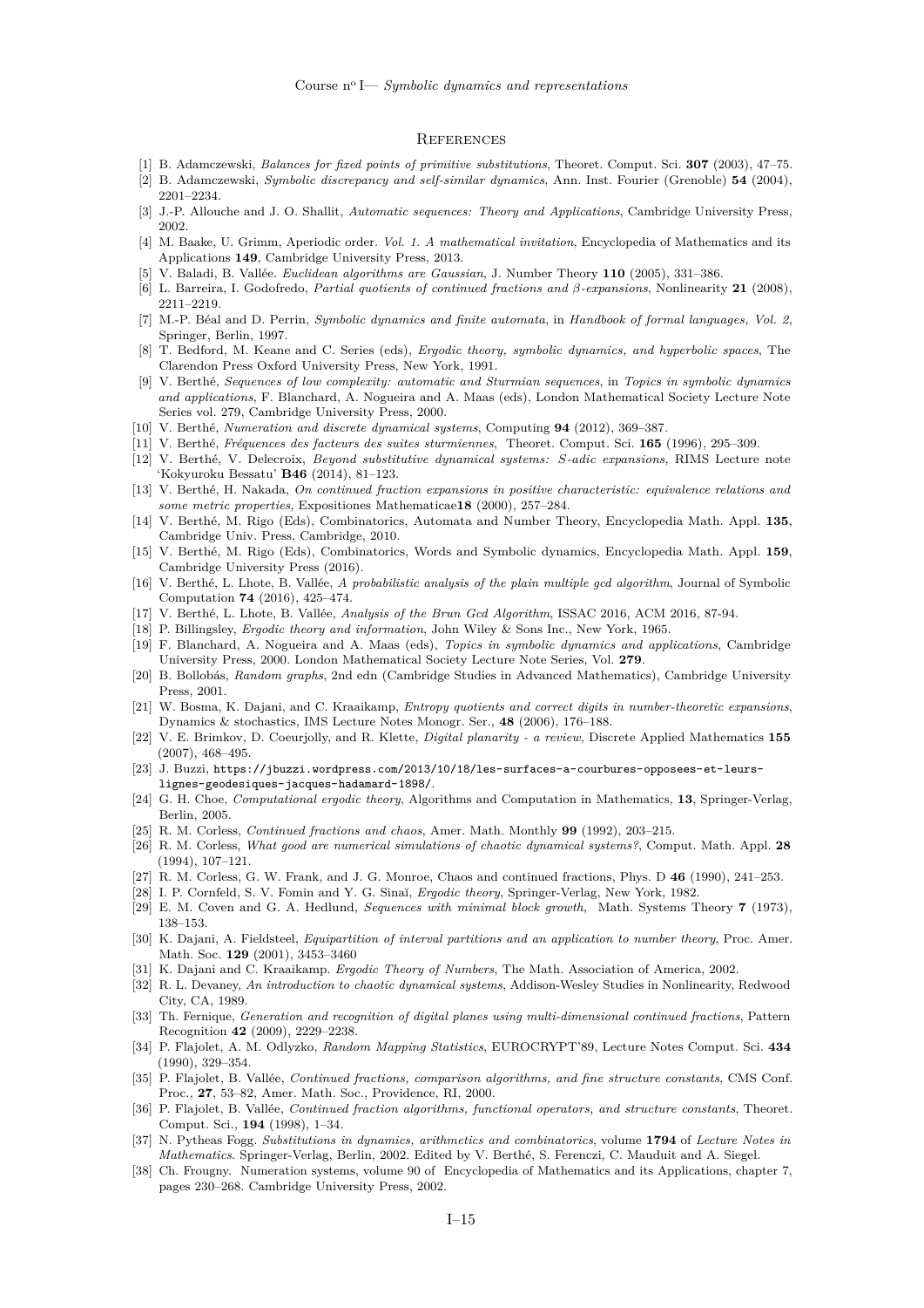## References

[1] B. Adamczewski, *Balances for fixed points of primitive substitutions*, Theoret. Comput. Sci. **307** (2003), 47–75.

[2] B. Adamczewski, *Symbolic discrepancy and self-similar dynamics*, Ann. Inst. Fourier (Grenoble) **54** (2004), 2201–2234.

[3] J.-P. Allouche and J. O. Shallit, *Automatic sequences: Theory and Applications*, Cambridge University Press, 2002.

[4] M. Baake, U. Grimm, Aperiodic order. *Vol. 1. A mathematical invitation*, Encyclopedia of Mathematics and its Applications **149**, Cambridge University Press, 2013.

[5] V. Baladi, B. Vallée. *Euclidean algorithms are Gaussian*, J. Number Theory **110** (2005), 331–386.

[6] L. Barreira, I. Godofredo, *Partial quotients of continued fractions and β-expansions*, Nonlinearity **21** (2008), 2211–2219.

[7] M.-P. Béal and D. Perrin, *Symbolic dynamics and finite automata*, in *Handbook of formal languages, Vol. 2*, Springer, Berlin, 1997.

[8] T. Bedford, M. Keane and C. Series (eds), *Ergodic theory, symbolic dynamics, and hyperbolic spaces*, The Clarendon Press Oxford University Press, New York, 1991.

[9] V. Berthé, *Sequences of low complexity: automatic and Sturmian sequences*, in *Topics in symbolic dynamics and applications*, F. Blanchard, A. Nogueira and A. Maas (eds), London Mathematical Society Lecture Note Series vol. 279, Cambridge University Press, 2000.

[10] V. Berthé, *Numeration and discrete dynamical systems*, Computing **94** (2012), 369–387.

[11] V. Berthé, *Fréquences des facteurs des suites sturmiennes*, Theoret. Comput. Sci. **165** (1996), 295–309.

[12] V. Berthé, V. Delecroix, *Beyond substitutive dynamical systems: S-adic expansions*, RIMS Lecture note 'Kokyuroku Bessatu' **B46** (2014), 81–123.

[13] V. Berthé, H. Nakada, *On continued fraction expansions in positive characteristic: equivalence relations and some metric properties*, Expositiones Mathematicae**18** (2000), 257–284.

[14] V. Berthé, M. Rigo (Eds), Combinatorics, Automata and Number Theory, Encyclopedia Math. Appl. **135**, Cambridge Univ. Press, Cambridge, 2010.

[15] V. Berthé, M. Rigo (Eds), Combinatorics, Words and Symbolic dynamics, Encyclopedia Math. Appl. **159**, Cambridge University Press (2016).

[16] V. Berthé, L. Lhote, B. Vallée, *A probabilistic analysis of the plain multiple gcd algorithm*, Journal of Symbolic Computation **74** (2016), 425–474.

[17] V. Berthé, L. Lhote, B. Vallée, *Analysis of the Brun Gcd Algorithm*, ISSAC 2016, ACM 2016, 87-94.

[18] P. Billingsley, *Ergodic theory and information*, John Wiley & Sons Inc., New York, 1965.

[19] F. Blanchard, A. Nogueira and A. Maas (eds), *Topics in symbolic dynamics and applications*, Cambridge University Press, 2000. London Mathematical Society Lecture Note Series, Vol. **279**.

[20] B. Bollobás, *Random graphs*, 2nd edn (Cambridge Studies in Advanced Mathematics), Cambridge University Press, 2001.

[21] W. Bosma, K. Dajani, and C. Kraaikamp, *Entropy quotients and correct digits in number-theoretic expansions*, Dynamics & stochastics, IMS Lecture Notes Monogr. Ser., **48** (2006), 176–188.

[22] V. E. Brimkov, D. Coeurjolly, and R. Klette, *Digital planarity - a review*, Discrete Applied Mathematics **155** (2007), 468–495.

[23] J. Buzzi, https://jbuzzi.wordpress.com/2013/10/18/les-surfaces-a-courbures-opposees-et-leurs-lignes-geodesiques-jacques-hadamard-1898/.

[24] G. H. Choe, *Computational ergodic theory*, Algorithms and Computation in Mathematics, **13**, Springer-Verlag, Berlin, 2005.

[25] R. M. Corless, *Continued fractions and chaos*, Amer. Math. Monthly **99** (1992), 203–215.

[26] R. M. Corless, *What good are numerical simulations of chaotic dynamical systems?*, Comput. Math. Appl. **28** (1994), 107–121.

[27] R. M. Corless, G. W. Frank, and J. G. Monroe, Chaos and continued fractions, Phys. D **46** (1990), 241–253.

[28] I. P. Cornfeld, S. V. Fomin and Y. G. Sinaĭ, *Ergodic theory*, Springer-Verlag, New York, 1982.

[29] E. M. Coven and G. A. Hedlund, *Sequences with minimal block growth*, Math. Systems Theory **7** (1973), 138–153.

[30] K. Dajani, A. Fieldsteel, *Equipartition of interval partitions and an application to number theory*, Proc. Amer. Math. Soc. **129** (2001), 3453–3460

[31] K. Dajani and C. Kraaikamp. *Ergodic Theory of Numbers*, The Math. Association of America, 2002.

[32] R. L. Devaney, *An introduction to chaotic dynamical systems*, Addison-Wesley Studies in Nonlinearity, Redwood City, CA, 1989.

[33] Th. Fernique, *Generation and recognition of digital planes using multi-dimensional continued fractions*, Pattern Recognition **42** (2009), 2229–2238.

[34] P. Flajolet, A. M. Odlyzko, *Random Mapping Statistics*, EUROCRYPT'89, Lecture Notes Comput. Sci. **434** (1990), 329–354.

[35] P. Flajolet, B. Vallée, *Continued fractions, comparison algorithms, and fine structure constants*, CMS Conf. Proc., **27**, 53–82, Amer. Math. Soc., Providence, RI, 2000.

[36] P. Flajolet, B. Vallée, *Continued fraction algorithms, functional operators, and structure constants*, Theoret. Comput. Sci., **194** (1998), 1–34.

[37] N. Pytheas Fogg. *Substitutions in dynamics, arithmetics and combinatorics*, volume **1794** of *Lecture Notes in Mathematics*. Springer-Verlag, Berlin, 2002. Edited by V. Berthé, S. Ferenczi, C. Mauduit and A. Siegel.

[38] Ch. Frougny. Numeration systems, volume 90 of Encyclopedia of Mathematics and its Applications, chapter 7, pages 230–268. Cambridge University Press, 2002.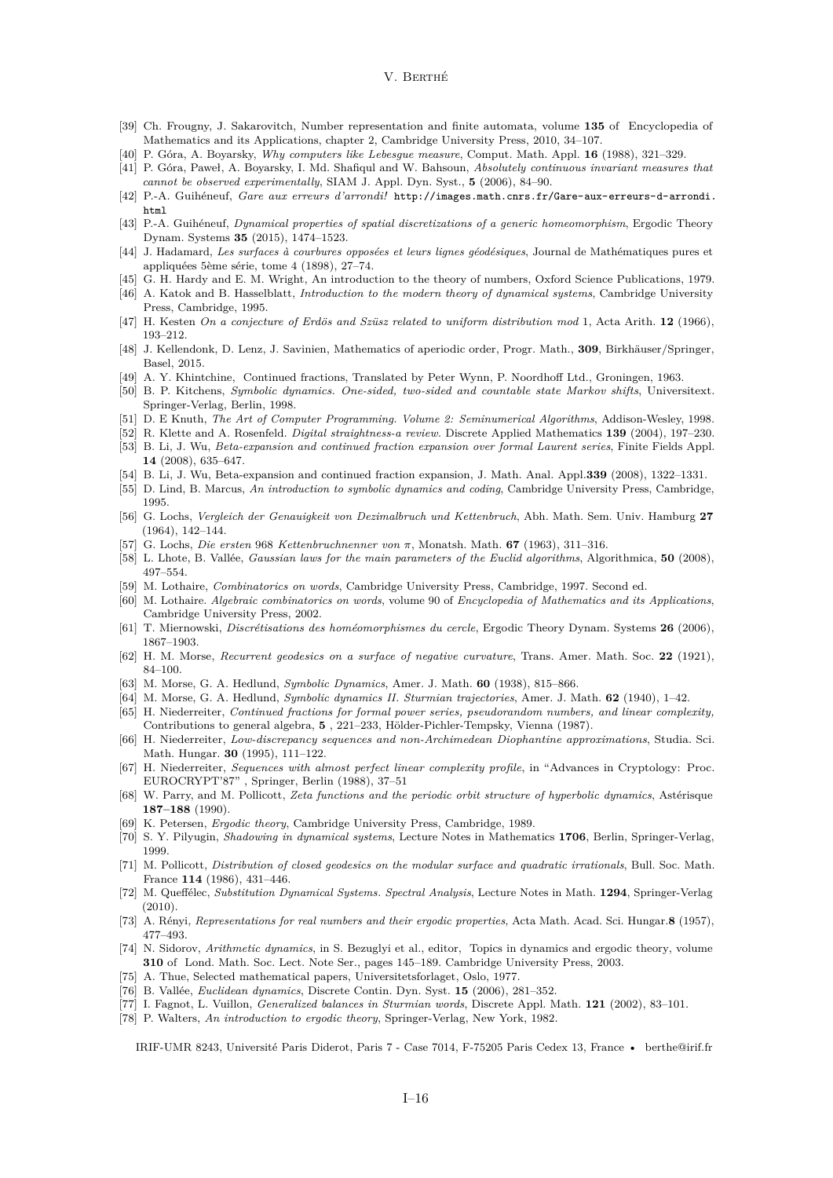[39] Ch. Frougny, J. Sakarovitch, Number representation and finite automata, volume **135** of Encyclopedia of Mathematics and its Applications, chapter 2, Cambridge University Press, 2010, 34–107.

[40] P. Góra, A. Boyarsky, *Why computers like Lebesgue measure*, Comput. Math. Appl. **16** (1988), 321–329.

[41] P. Góra, Paweł, A. Boyarsky, I. Md. Shafiqul and W. Bahsoun, *Absolutely continuous invariant measures that cannot be observed experimentally*, SIAM J. Appl. Dyn. Syst., **5** (2006), 84–90.

[42] P.-A. Guihéneuf, *Gare aux erreurs d'arrondi!* http://images.math.cnrs.fr/Gare-aux-erreurs-d-arrondi.html

[43] P.-A. Guihéneuf, *Dynamical properties of spatial discretizations of a generic homeomorphism*, Ergodic Theory Dynam. Systems **35** (2015), 1474–1523.

[44] J. Hadamard, *Les surfaces à courbures opposées et leurs lignes géodésiques*, Journal de Mathématiques pures et appliquées 5ème série, tome 4 (1898), 27–74.

[45] G. H. Hardy and E. M. Wright, An introduction to the theory of numbers, Oxford Science Publications, 1979.

[46] A. Katok and B. Hasselblatt, *Introduction to the modern theory of dynamical systems*, Cambridge University Press, Cambridge, 1995.

[47] H. Kesten *On a conjecture of Erdös and Szüsz related to uniform distribution mod* 1, Acta Arith. **12** (1966), 193–212.

[48] J. Kellendonk, D. Lenz, J. Savinien, Mathematics of aperiodic order, Progr. Math., **309**, Birkhäuser/Springer, Basel, 2015.

[49] A. Y. Khintchine, Continued fractions, Translated by Peter Wynn, P. Noordhoff Ltd., Groningen, 1963.

[50] B. P. Kitchens, *Symbolic dynamics. One-sided, two-sided and countable state Markov shifts*, Universitext. Springer-Verlag, Berlin, 1998.

[51] D. E Knuth, *The Art of Computer Programming. Volume 2: Seminumerical Algorithms*, Addison-Wesley, 1998.

[52] R. Klette and A. Rosenfeld. *Digital straightness-a review.* Discrete Applied Mathematics **139** (2004), 197–230.

[53] B. Li, J. Wu, *Beta-expansion and continued fraction expansion over formal Laurent series*, Finite Fields Appl. **14** (2008), 635–647.

[54] B. Li, J. Wu, Beta-expansion and continued fraction expansion, J. Math. Anal. Appl.**339** (2008), 1322–1331.

[55] D. Lind, B. Marcus, *An introduction to symbolic dynamics and coding*, Cambridge University Press, Cambridge, 1995.

[56] G. Lochs, *Vergleich der Genauigkeit von Dezimalbruch und Kettenbruch*, Abh. Math. Sem. Univ. Hamburg **27** (1964), 142–144.

[57] G. Lochs, *Die ersten* 968 *Kettenbruchnenner von* $\pi$, Monatsh. Math. **67** (1963), 311–316.

[58] L. Lhote, B. Vallée, *Gaussian laws for the main parameters of the Euclid algorithms*, Algorithmica, **50** (2008), 497–554.

[59] M. Lothaire, *Combinatorics on words*, Cambridge University Press, Cambridge, 1997. Second ed.

[60] M. Lothaire. *Algebraic combinatorics on words*, volume 90 of *Encyclopedia of Mathematics and its Applications*, Cambridge University Press, 2002.

[61] T. Miernowski, *Discrétisations des homéomorphismes du cercle*, Ergodic Theory Dynam. Systems **26** (2006), 1867–1903.

[62] H. M. Morse, *Recurrent geodesics on a surface of negative curvature*, Trans. Amer. Math. Soc. **22** (1921), 84–100.

[63] M. Morse, G. A. Hedlund, *Symbolic Dynamics*, Amer. J. Math. **60** (1938), 815–866.

[64] M. Morse, G. A. Hedlund, *Symbolic dynamics II. Sturmian trajectories*, Amer. J. Math. **62** (1940), 1–42.

[65] H. Niederreiter, *Continued fractions for formal power series, pseudorandom numbers, and linear complexity,* Contributions to general algebra, **5** , 221–233, Hölder-Pichler-Tempsky, Vienna (1987).

[66] H. Niederreiter, *Low-discrepancy sequences and non-Archimedean Diophantine approximations*, Studia. Sci. Math. Hungar. **30** (1995), 111–122.

[67] H. Niederreiter, *Sequences with almost perfect linear complexity profile*, in "Advances in Cryptology: Proc. EUROCRYPT'87" , Springer, Berlin (1988), 37–51

[68] W. Parry, and M. Pollicott, *Zeta functions and the periodic orbit structure of hyperbolic dynamics*, Astérisque **187–188** (1990).

[69] K. Petersen, *Ergodic theory*, Cambridge University Press, Cambridge, 1989.

[70] S. Y. Pilyugin, *Shadowing in dynamical systems*, Lecture Notes in Mathematics **1706**, Berlin, Springer-Verlag, 1999.

[71] M. Pollicott, *Distribution of closed geodesics on the modular surface and quadratic irrationals*, Bull. Soc. Math. France **114** (1986), 431–446.

[72] M. Queffélec, *Substitution Dynamical Systems. Spectral Analysis*, Lecture Notes in Math. **1294**, Springer-Verlag (2010).

[73] A. Rényi, *Representations for real numbers and their ergodic properties*, Acta Math. Acad. Sci. Hungar.**8** (1957), 477–493.

[74] N. Sidorov, *Arithmetic dynamics*, in S. Bezuglyi et al., editor, Topics in dynamics and ergodic theory, volume **310** of Lond. Math. Soc. Lect. Note Ser., pages 145–189. Cambridge University Press, 2003.

[75] A. Thue, Selected mathematical papers, Universitetsforlaget, Oslo, 1977.

[76] B. Vallée, *Euclidean dynamics*, Discrete Contin. Dyn. Syst. **15** (2006), 281–352.

[77] I. Fagnot, L. Vuillon, *Generalized balances in Sturmian words*, Discrete Appl. Math. **121** (2002), 83–101.

[78] P. Walters, *An introduction to ergodic theory*, Springer-Verlag, New York, 1982.

IRIF-UMR 8243, Université Paris Diderot, Paris 7 - Case 7014, F-75205 Paris Cedex 13, France • berthe@irif.fr